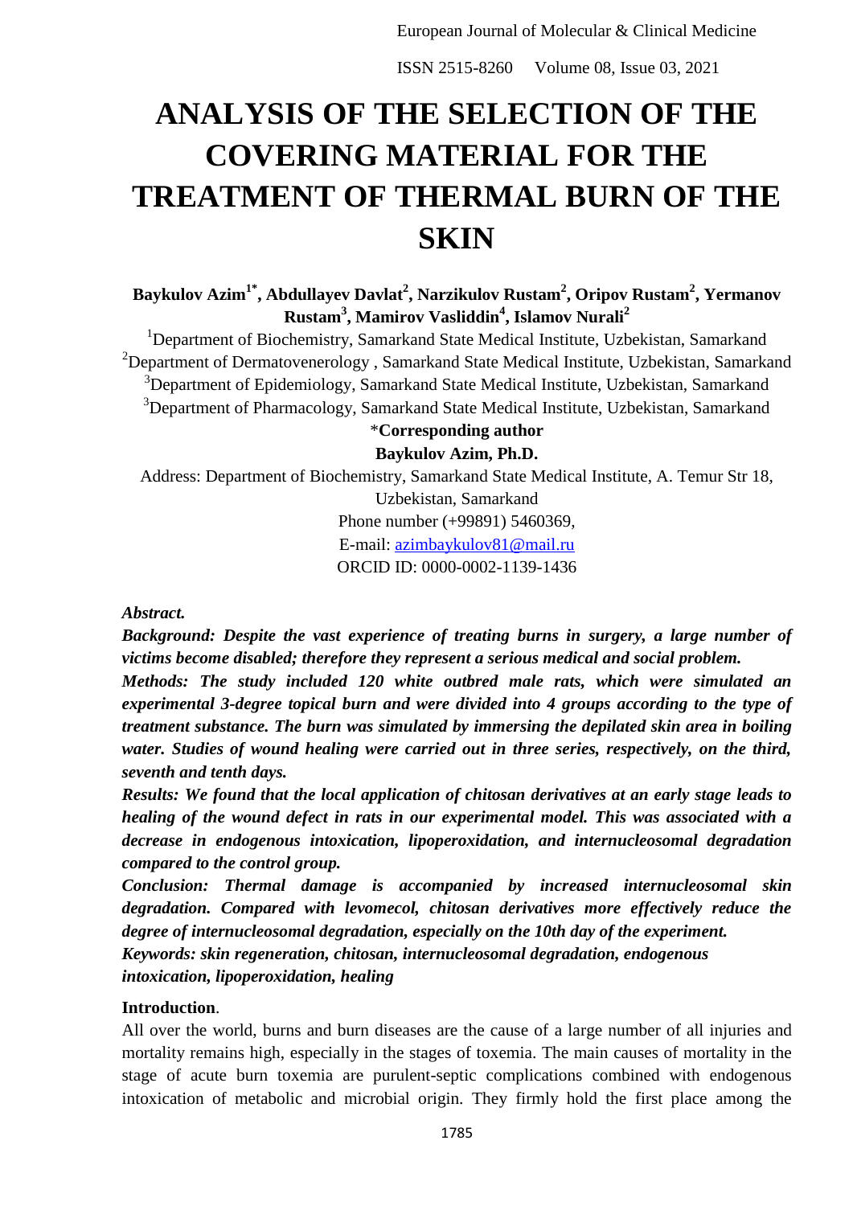# ANALYSIS OF THE SELECTION OF THE COVERING MATERIAL FOR THE TREATMENT OF THERMAL BURN OF THE SKIN

**Baykulov Azim[1*], Abdullayev Davlat[2], Narzikulov Rustam[2], Oripov Rustam[2], Yermanov Rustam[3], Mamirov Vasliddin[4], Islamov Nurali[2]**

[1]Department of Biochemistry, Samarkand State Medical Institute, Uzbekistan, Samarkand
[2]Department of Dermatovenerology , Samarkand State Medical Institute, Uzbekistan, Samarkand
[3]Department of Epidemiology, Samarkand State Medical Institute, Uzbekistan, Samarkand
[3]Department of Pharmacology, Samarkand State Medical Institute, Uzbekistan, Samarkand

*__Corresponding author__

**Baykulov Azim, Ph.D.**

Address: Department of Biochemistry, Samarkand State Medical Institute, A. Temur Str 18, Uzbekistan, Samarkand
Phone number (+99891) 5460369,
E-mail: azimbaykulov81@mail.ru
ORCID ID: 0000-0002-1139-1436

***Abstract.***

***Background: Despite the vast experience of treating burns in surgery, a large number of victims become disabled; therefore they represent a serious medical and social problem.***

***Methods: The study included 120 white outbred male rats, which were simulated an experimental 3-degree topical burn and were divided into 4 groups according to the type of treatment substance. The burn was simulated by immersing the depilated skin area in boiling water. Studies of wound healing were carried out in three series, respectively, on the third, seventh and tenth days.***

***Results: We found that the local application of chitosan derivatives at an early stage leads to healing of the wound defect in rats in our experimental model. This was associated with a decrease in endogenous intoxication, lipoperoxidation, and internucleosomal degradation compared to the control group.***

***Conclusion: Thermal damage is accompanied by increased internucleosomal skin degradation. Compared with levomecol, chitosan derivatives more effectively reduce the degree of internucleosomal degradation, especially on the 10th day of the experiment.***

***Keywords: skin regeneration, chitosan, internucleosomal degradation, endogenous intoxication, lipoperoxidation, healing***

**Introduction**.

All over the world, burns and burn diseases are the cause of a large number of all injuries and mortality remains high, especially in the stages of toxemia. The main causes of mortality in the stage of acute burn toxemia are purulent-septic complications combined with endogenous intoxication of metabolic and microbial origin. They firmly hold the first place among the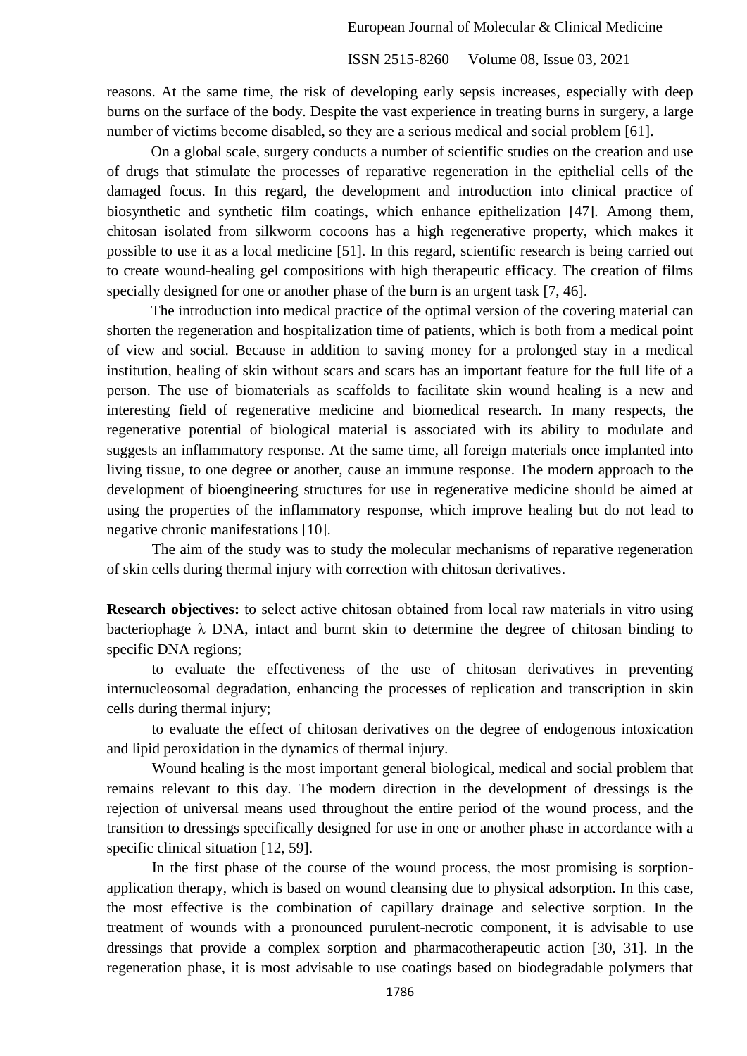reasons. At the same time, the risk of developing early sepsis increases, especially with deep burns on the surface of the body. Despite the vast experience in treating burns in surgery, a large number of victims become disabled, so they are a serious medical and social problem [61].

On a global scale, surgery conducts a number of scientific studies on the creation and use of drugs that stimulate the processes of reparative regeneration in the epithelial cells of the damaged focus. In this regard, the development and introduction into clinical practice of biosynthetic and synthetic film coatings, which enhance epithelization [47]. Among them, chitosan isolated from silkworm cocoons has a high regenerative property, which makes it possible to use it as a local medicine [51]. In this regard, scientific research is being carried out to create wound-healing gel compositions with high therapeutic efficacy. The creation of films specially designed for one or another phase of the burn is an urgent task [7, 46].

The introduction into medical practice of the optimal version of the covering material can shorten the regeneration and hospitalization time of patients, which is both from a medical point of view and social. Because in addition to saving money for a prolonged stay in a medical institution, healing of skin without scars and scars has an important feature for the full life of a person. The use of biomaterials as scaffolds to facilitate skin wound healing is a new and interesting field of regenerative medicine and biomedical research. In many respects, the regenerative potential of biological material is associated with its ability to modulate and suggests an inflammatory response. At the same time, all foreign materials once implanted into living tissue, to one degree or another, cause an immune response. The modern approach to the development of bioengineering structures for use in regenerative medicine should be aimed at using the properties of the inflammatory response, which improve healing but do not lead to negative chronic manifestations [10].

The aim of the study was to study the molecular mechanisms of reparative regeneration of skin cells during thermal injury with correction with chitosan derivatives.

**Research objectives:** to select active chitosan obtained from local raw materials in vitro using bacteriophage λ DNA, intact and burnt skin to determine the degree of chitosan binding to specific DNA regions;

to evaluate the effectiveness of the use of chitosan derivatives in preventing internucleosomal degradation, enhancing the processes of replication and transcription in skin cells during thermal injury;

to evaluate the effect of chitosan derivatives on the degree of endogenous intoxication and lipid peroxidation in the dynamics of thermal injury.

Wound healing is the most important general biological, medical and social problem that remains relevant to this day. The modern direction in the development of dressings is the rejection of universal means used throughout the entire period of the wound process, and the transition to dressings specifically designed for use in one or another phase in accordance with a specific clinical situation [12, 59].

In the first phase of the course of the wound process, the most promising is sorption-application therapy, which is based on wound cleansing due to physical adsorption. In this case, the most effective is the combination of capillary drainage and selective sorption. In the treatment of wounds with a pronounced purulent-necrotic component, it is advisable to use dressings that provide a complex sorption and pharmacotherapeutic action [30, 31]. In the regeneration phase, it is most advisable to use coatings based on biodegradable polymers that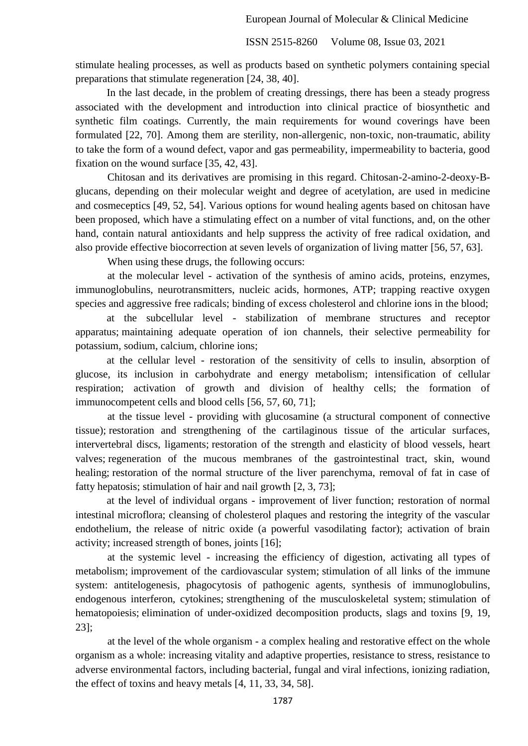stimulate healing processes, as well as products based on synthetic polymers containing special preparations that stimulate regeneration [24, 38, 40].

In the last decade, in the problem of creating dressings, there has been a steady progress associated with the development and introduction into clinical practice of biosynthetic and synthetic film coatings. Currently, the main requirements for wound coverings have been formulated [22, 70]. Among them are sterility, non-allergenic, non-toxic, non-traumatic, ability to take the form of a wound defect, vapor and gas permeability, impermeability to bacteria, good fixation on the wound surface [35, 42, 43].

Chitosan and its derivatives are promising in this regard. Chitosan-2-amino-2-deoxy-B-glucans, depending on their molecular weight and degree of acetylation, are used in medicine and cosmeceptics [49, 52, 54]. Various options for wound healing agents based on chitosan have been proposed, which have a stimulating effect on a number of vital functions, and, on the other hand, contain natural antioxidants and help suppress the activity of free radical oxidation, and also provide effective biocorrection at seven levels of organization of living matter [56, 57, 63].

When using these drugs, the following occurs:

at the molecular level - activation of the synthesis of amino acids, proteins, enzymes, immunoglobulins, neurotransmitters, nucleic acids, hormones, ATP; trapping reactive oxygen species and aggressive free radicals; binding of excess cholesterol and chlorine ions in the blood;

at the subcellular level - stabilization of membrane structures and receptor apparatus; maintaining adequate operation of ion channels, their selective permeability for potassium, sodium, calcium, chlorine ions;

at the cellular level - restoration of the sensitivity of cells to insulin, absorption of glucose, its inclusion in carbohydrate and energy metabolism; intensification of cellular respiration; activation of growth and division of healthy cells; the formation of immunocompetent cells and blood cells [56, 57, 60, 71];

at the tissue level - providing with glucosamine (a structural component of connective tissue); restoration and strengthening of the cartilaginous tissue of the articular surfaces, intervertebral discs, ligaments; restoration of the strength and elasticity of blood vessels, heart valves; regeneration of the mucous membranes of the gastrointestinal tract, skin, wound healing; restoration of the normal structure of the liver parenchyma, removal of fat in case of fatty hepatosis; stimulation of hair and nail growth [2, 3, 73];

at the level of individual organs - improvement of liver function; restoration of normal intestinal microflora; cleansing of cholesterol plaques and restoring the integrity of the vascular endothelium, the release of nitric oxide (a powerful vasodilating factor); activation of brain activity; increased strength of bones, joints [16];

at the systemic level - increasing the efficiency of digestion, activating all types of metabolism; improvement of the cardiovascular system; stimulation of all links of the immune system: antitelogenesis, phagocytosis of pathogenic agents, synthesis of immunoglobulins, endogenous interferon, cytokines; strengthening of the musculoskeletal system; stimulation of hematopoiesis; elimination of under-oxidized decomposition products, slags and toxins [9, 19, 23];

at the level of the whole organism - a complex healing and restorative effect on the whole organism as a whole: increasing vitality and adaptive properties, resistance to stress, resistance to adverse environmental factors, including bacterial, fungal and viral infections, ionizing radiation, the effect of toxins and heavy metals [4, 11, 33, 34, 58].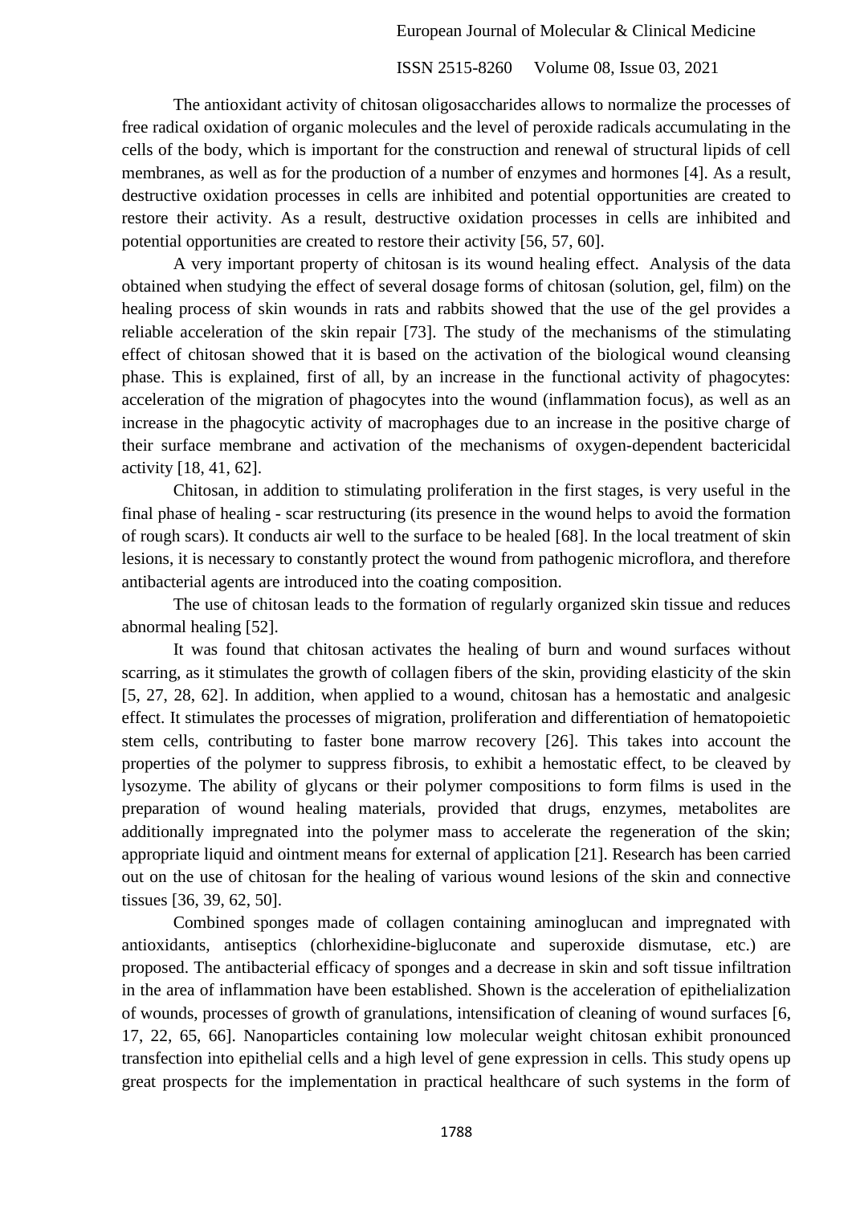The antioxidant activity of chitosan oligosaccharides allows to normalize the processes of free radical oxidation of organic molecules and the level of peroxide radicals accumulating in the cells of the body, which is important for the construction and renewal of structural lipids of cell membranes, as well as for the production of a number of enzymes and hormones [4]. As a result, destructive oxidation processes in cells are inhibited and potential opportunities are created to restore their activity. As a result, destructive oxidation processes in cells are inhibited and potential opportunities are created to restore their activity [56, 57, 60].

A very important property of chitosan is its wound healing effect. Analysis of the data obtained when studying the effect of several dosage forms of chitosan (solution, gel, film) on the healing process of skin wounds in rats and rabbits showed that the use of the gel provides a reliable acceleration of the skin repair [73]. The study of the mechanisms of the stimulating effect of chitosan showed that it is based on the activation of the biological wound cleansing phase. This is explained, first of all, by an increase in the functional activity of phagocytes: acceleration of the migration of phagocytes into the wound (inflammation focus), as well as an increase in the phagocytic activity of macrophages due to an increase in the positive charge of their surface membrane and activation of the mechanisms of oxygen-dependent bactericidal activity [18, 41, 62].

Chitosan, in addition to stimulating proliferation in the first stages, is very useful in the final phase of healing - scar restructuring (its presence in the wound helps to avoid the formation of rough scars). It conducts air well to the surface to be healed [68]. In the local treatment of skin lesions, it is necessary to constantly protect the wound from pathogenic microflora, and therefore antibacterial agents are introduced into the coating composition.

The use of chitosan leads to the formation of regularly organized skin tissue and reduces abnormal healing [52].

It was found that chitosan activates the healing of burn and wound surfaces without scarring, as it stimulates the growth of collagen fibers of the skin, providing elasticity of the skin [5, 27, 28, 62]. In addition, when applied to a wound, chitosan has a hemostatic and analgesic effect. It stimulates the processes of migration, proliferation and differentiation of hematopoietic stem cells, contributing to faster bone marrow recovery [26]. This takes into account the properties of the polymer to suppress fibrosis, to exhibit a hemostatic effect, to be cleaved by lysozyme. The ability of glycans or their polymer compositions to form films is used in the preparation of wound healing materials, provided that drugs, enzymes, metabolites are additionally impregnated into the polymer mass to accelerate the regeneration of the skin; appropriate liquid and ointment means for external of application [21]. Research has been carried out on the use of chitosan for the healing of various wound lesions of the skin and connective tissues [36, 39, 62, 50].

Combined sponges made of collagen containing aminoglucan and impregnated with antioxidants, antiseptics (chlorhexidine-bigluconate and superoxide dismutase, etc.) are proposed. The antibacterial efficacy of sponges and a decrease in skin and soft tissue infiltration in the area of inflammation have been established. Shown is the acceleration of epithelialization of wounds, processes of growth of granulations, intensification of cleaning of wound surfaces [6, 17, 22, 65, 66]. Nanoparticles containing low molecular weight chitosan exhibit pronounced transfection into epithelial cells and a high level of gene expression in cells. This study opens up great prospects for the implementation in practical healthcare of such systems in the form of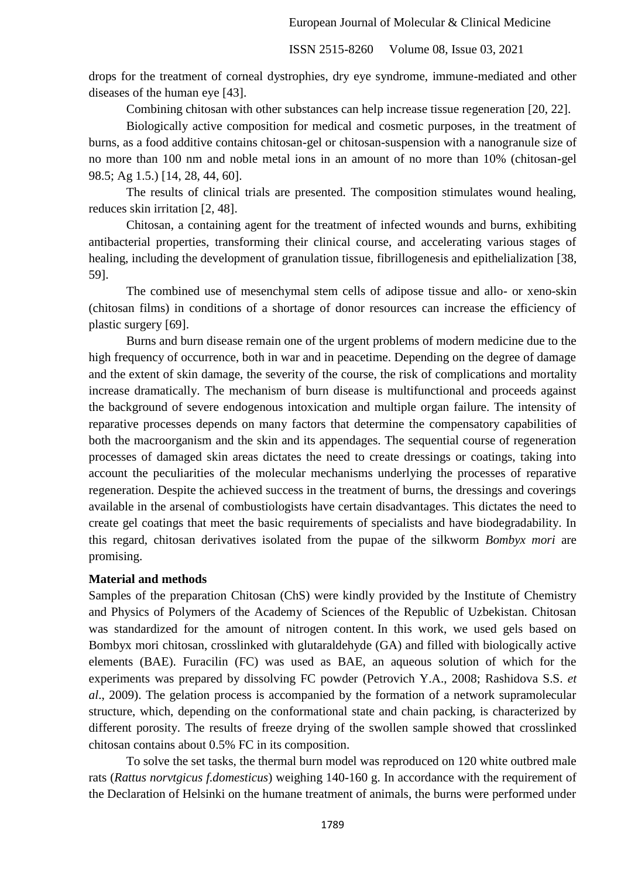drops for the treatment of corneal dystrophies, dry eye syndrome, immune-mediated and other diseases of the human eye [43].

Combining chitosan with other substances can help increase tissue regeneration [20, 22].

Biologically active composition for medical and cosmetic purposes, in the treatment of burns, as a food additive contains chitosan-gel or chitosan-suspension with a nanogranule size of no more than 100 nm and noble metal ions in an amount of no more than 10% (chitosan-gel 98.5; Ag 1.5.) [14, 28, 44, 60].

The results of clinical trials are presented. The composition stimulates wound healing, reduces skin irritation [2, 48].

Chitosan, a containing agent for the treatment of infected wounds and burns, exhibiting antibacterial properties, transforming their clinical course, and accelerating various stages of healing, including the development of granulation tissue, fibrillogenesis and epithelialization [38, 59].

The combined use of mesenchymal stem cells of adipose tissue and allo- or xeno-skin (chitosan films) in conditions of a shortage of donor resources can increase the efficiency of plastic surgery [69].

Burns and burn disease remain one of the urgent problems of modern medicine due to the high frequency of occurrence, both in war and in peacetime. Depending on the degree of damage and the extent of skin damage, the severity of the course, the risk of complications and mortality increase dramatically. The mechanism of burn disease is multifunctional and proceeds against the background of severe endogenous intoxication and multiple organ failure. The intensity of reparative processes depends on many factors that determine the compensatory capabilities of both the macroorganism and the skin and its appendages. The sequential course of regeneration processes of damaged skin areas dictates the need to create dressings or coatings, taking into account the peculiarities of the molecular mechanisms underlying the processes of reparative regeneration. Despite the achieved success in the treatment of burns, the dressings and coverings available in the arsenal of combustiologists have certain disadvantages. This dictates the need to create gel coatings that meet the basic requirements of specialists and have biodegradability. In this regard, chitosan derivatives isolated from the pupae of the silkworm *Bombyx mori* are promising.

**Material and methods**

Samples of the preparation Chitosan (ChS) were kindly provided by the Institute of Chemistry and Physics of Polymers of the Academy of Sciences of the Republic of Uzbekistan. Chitosan was standardized for the amount of nitrogen content. In this work, we used gels based on Bombyx mori chitosan, crosslinked with glutaraldehyde (GA) and filled with biologically active elements (BAE). Furacilin (FC) was used as BAE, an aqueous solution of which for the experiments was prepared by dissolving FC powder (Petrovich Y.A., 2008; Rashidova S.S. *et al*., 2009). The gelation process is accompanied by the formation of a network supramolecular structure, which, depending on the conformational state and chain packing, is characterized by different porosity. The results of freeze drying of the swollen sample showed that crosslinked chitosan contains about 0.5% FC in its composition.

To solve the set tasks, the thermal burn model was reproduced on 120 white outbred male rats (*Rattus norvtgicus f.domesticus*) weighing 140-160 g. In accordance with the requirement of the Declaration of Helsinki on the humane treatment of animals, the burns were performed under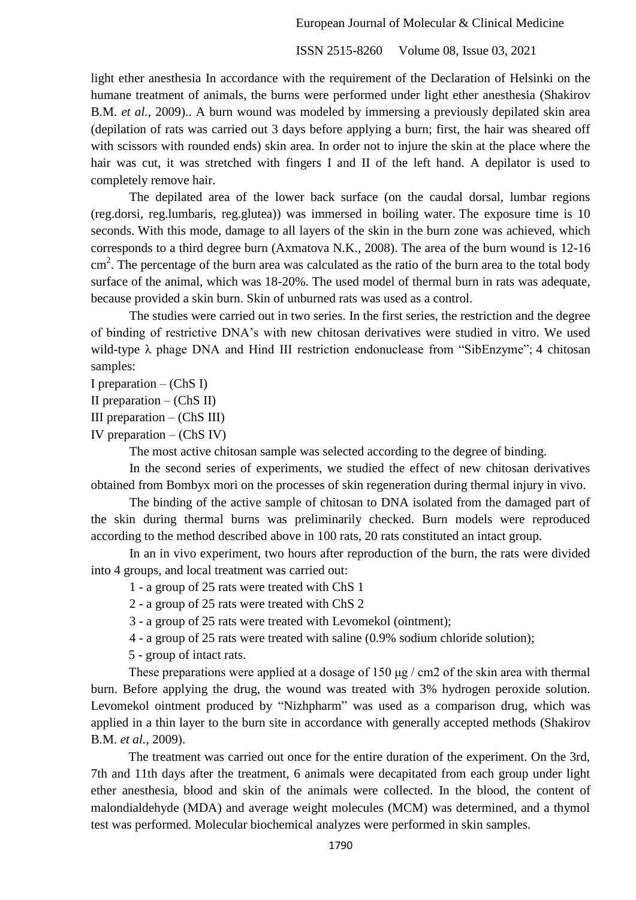light ether anesthesia In accordance with the requirement of the Declaration of Helsinki on the humane treatment of animals, the burns were performed under light ether anesthesia (Shakirov B.M. *et al.*, 2009).. A burn wound was modeled by immersing a previously depilated skin area (depilation of rats was carried out 3 days before applying a burn; first, the hair was sheared off with scissors with rounded ends) skin area. In order not to injure the skin at the place where the hair was cut, it was stretched with fingers I and II of the left hand. A depilator is used to completely remove hair.

The depilated area of the lower back surface (on the caudal dorsal, lumbar regions (reg.dorsi, reg.lumbaris, reg.glutea)) was immersed in boiling water. The exposure time is 10 seconds. With this mode, damage to all layers of the skin in the burn zone was achieved, which corresponds to a third degree burn (Axmatova N.K., 2008). The area of the burn wound is 12-16 $cm^2$. The percentage of the burn area was calculated as the ratio of the burn area to the total body surface of the animal, which was 18-20%. The used model of thermal burn in rats was adequate, because provided a skin burn. Skin of unburned rats was used as a control.

The studies were carried out in two series. In the first series, the restriction and the degree of binding of restrictive DNA's with new chitosan derivatives were studied in vitro. We used wild-type λ phage DNA and Hind III restriction endonuclease from "SibEnzyme"; 4 chitosan samples:

I preparation – (ChS I)
II preparation – (ChS II)
III preparation – (ChS III)
IV preparation – (ChS IV)

The most active chitosan sample was selected according to the degree of binding.

In the second series of experiments, we studied the effect of new chitosan derivatives obtained from Bombyx mori on the processes of skin regeneration during thermal injury in vivo.

The binding of the active sample of chitosan to DNA isolated from the damaged part of the skin during thermal burns was preliminarily checked. Burn models were reproduced according to the method described above in 100 rats, 20 rats constituted an intact group.

In an in vivo experiment, two hours after reproduction of the burn, the rats were divided into 4 groups, and local treatment was carried out:

1 - a group of 25 rats were treated with ChS 1
2 - a group of 25 rats were treated with ChS 2
3 - a group of 25 rats were treated with Levomekol (ointment);
4 - a group of 25 rats were treated with saline (0.9% sodium chloride solution);
5 - group of intact rats.

These preparations were applied at a dosage of 150 μg / cm2 of the skin area with thermal burn. Before applying the drug, the wound was treated with 3% hydrogen peroxide solution. Levomekol ointment produced by "Nizhpharm" was used as a comparison drug, which was applied in a thin layer to the burn site in accordance with generally accepted methods (Shakirov B.M. *et al.*, 2009).

The treatment was carried out once for the entire duration of the experiment. On the 3rd, 7th and 11th days after the treatment, 6 animals were decapitated from each group under light ether anesthesia, blood and skin of the animals were collected. In the blood, the content of malondialdehyde (MDA) and average weight molecules (MCM) was determined, and a thymol test was performed. Molecular biochemical analyzes were performed in skin samples.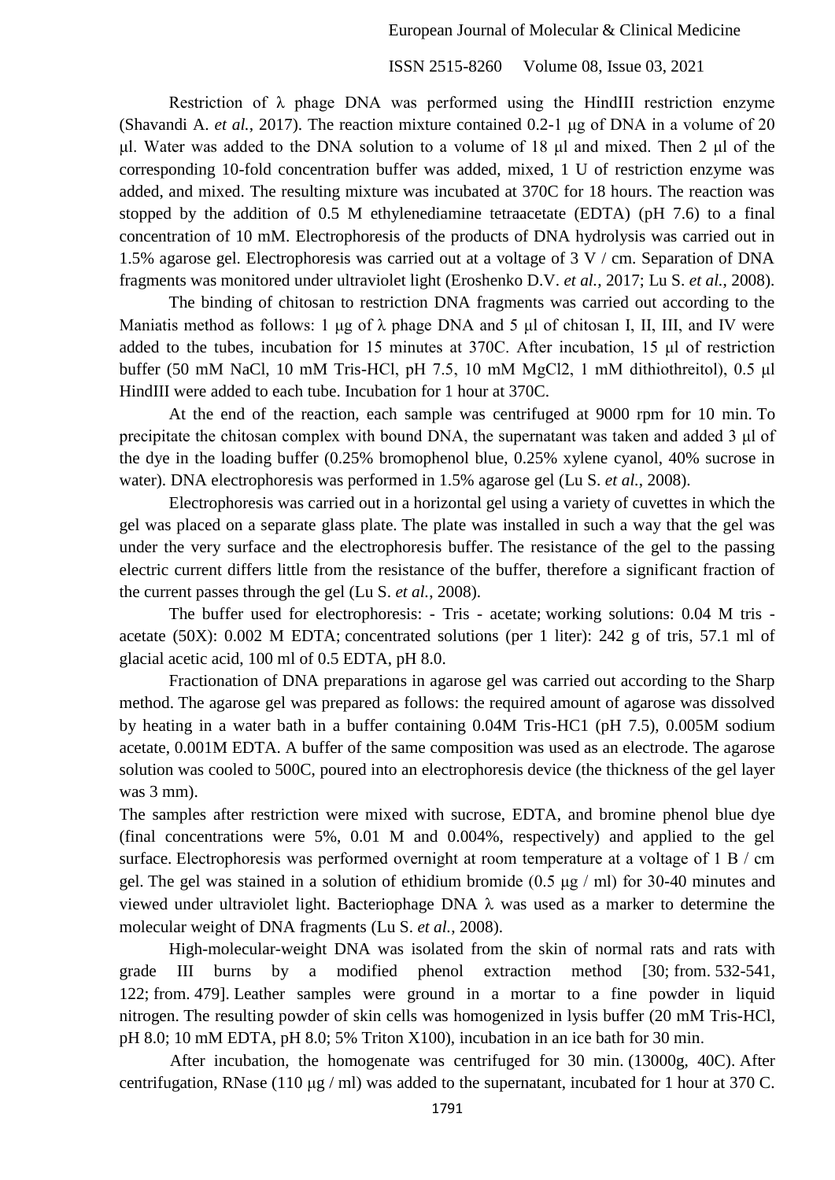Restriction of λ phage DNA was performed using the HindIII restriction enzyme (Shavandi A. *et al.*, 2017). The reaction mixture contained 0.2-1 μg of DNA in a volume of 20 μl. Water was added to the DNA solution to a volume of 18 μl and mixed. Then 2 μl of the corresponding 10-fold concentration buffer was added, mixed, 1 U of restriction enzyme was added, and mixed. The resulting mixture was incubated at 370C for 18 hours. The reaction was stopped by the addition of 0.5 M ethylenediamine tetraacetate (EDTA) (pH 7.6) to a final concentration of 10 mM. Electrophoresis of the products of DNA hydrolysis was carried out in 1.5% agarose gel. Electrophoresis was carried out at a voltage of 3 V / cm. Separation of DNA fragments was monitored under ultraviolet light (Eroshenko D.V. *et al.*, 2017; Lu S. *et al.*, 2008).

The binding of chitosan to restriction DNA fragments was carried out according to the Maniatis method as follows: 1 μg of λ phage DNA and 5 μl of chitosan I, II, III, and IV were added to the tubes, incubation for 15 minutes at 370C. After incubation, 15 μl of restriction buffer (50 mM NaCl, 10 mM Tris-HCl, pH 7.5, 10 mM $MgCl_2$, 1 mM dithiothreitol), 0.5 μl HindIII were added to each tube. Incubation for 1 hour at 370C.

At the end of the reaction, each sample was centrifuged at 9000 rpm for 10 min. To precipitate the chitosan complex with bound DNA, the supernatant was taken and added 3 μl of the dye in the loading buffer (0.25% bromophenol blue, 0.25% xylene cyanol, 40% sucrose in water). DNA electrophoresis was performed in 1.5% agarose gel (Lu S. *et al.*, 2008).

Electrophoresis was carried out in a horizontal gel using a variety of cuvettes in which the gel was placed on a separate glass plate. The plate was installed in such a way that the gel was under the very surface and the electrophoresis buffer. The resistance of the gel to the passing electric current differs little from the resistance of the buffer, therefore a significant fraction of the current passes through the gel (Lu S. *et al.*, 2008).

The buffer used for electrophoresis: - Tris - acetate; working solutions: 0.04 M tris - acetate (50X): 0.002 M EDTA; concentrated solutions (per 1 liter): 242 g of tris, 57.1 ml of glacial acetic acid, 100 ml of 0.5 EDTA, pH 8.0.

Fractionation of DNA preparations in agarose gel was carried out according to the Sharp method. The agarose gel was prepared as follows: the required amount of agarose was dissolved by heating in a water bath in a buffer containing 0.04M Tris-HC1 (pH 7.5), 0.005M sodium acetate, 0.001M EDTA. A buffer of the same composition was used as an electrode. The agarose solution was cooled to 500C, poured into an electrophoresis device (the thickness of the gel layer was 3 mm).

The samples after restriction were mixed with sucrose, EDTA, and bromine phenol blue dye (final concentrations were 5%, 0.01 M and 0.004%, respectively) and applied to the gel surface. Electrophoresis was performed overnight at room temperature at a voltage of 1 B / cm gel. The gel was stained in a solution of ethidium bromide (0.5 μg / ml) for 30-40 minutes and viewed under ultraviolet light. Bacteriophage DNA λ was used as a marker to determine the molecular weight of DNA fragments (Lu S. *et al.*, 2008).

High-molecular-weight DNA was isolated from the skin of normal rats and rats with grade III burns by a modified phenol extraction method [30; from. 532-541, 122; from. 479]. Leather samples were ground in a mortar to a fine powder in liquid nitrogen. The resulting powder of skin cells was homogenized in lysis buffer (20 mM Tris-HCl, pH 8.0; 10 mM EDTA, pH 8.0; 5% Triton X100), incubation in an ice bath for 30 min.

After incubation, the homogenate was centrifuged for 30 min. (13000g, 40C). After centrifugation, RNase (110 μg / ml) was added to the supernatant, incubated for 1 hour at 370 C.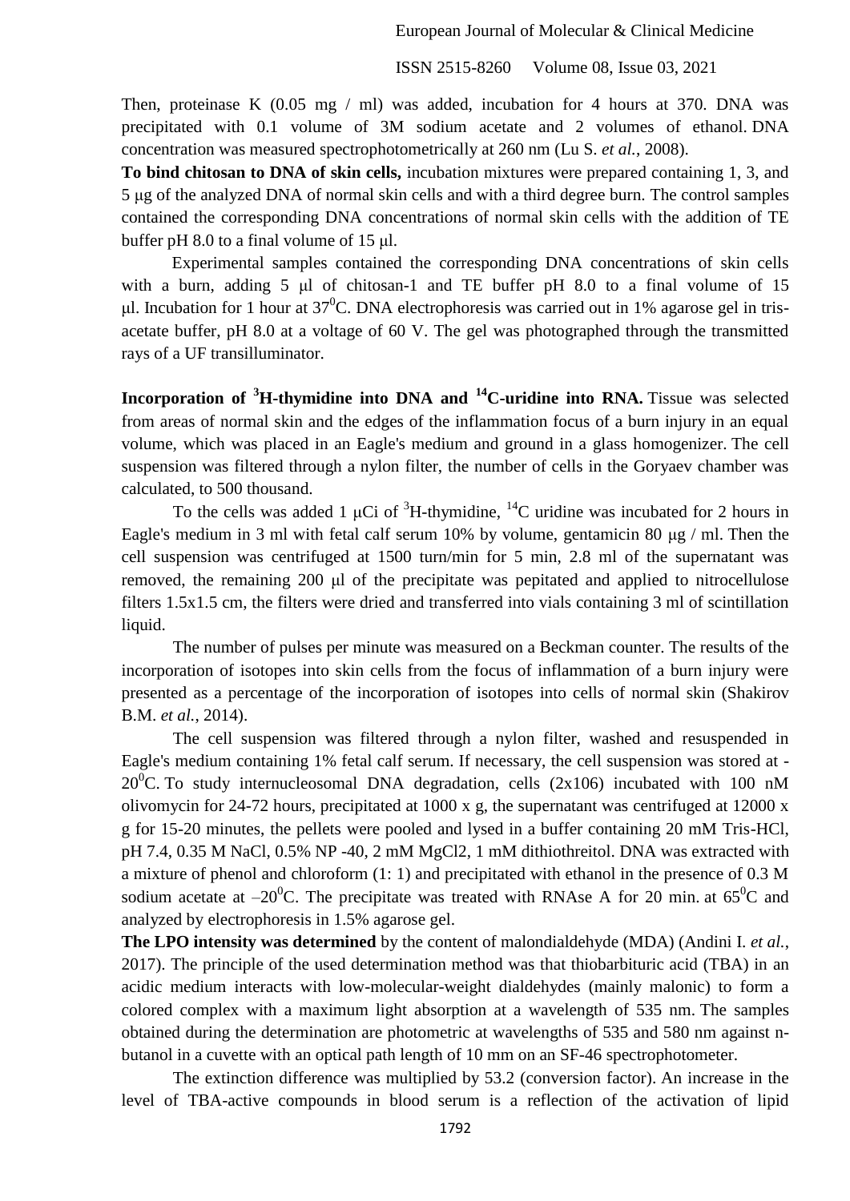Then, proteinase K (0.05 mg / ml) was added, incubation for 4 hours at 370. DNA was precipitated with 0.1 volume of 3M sodium acetate and 2 volumes of ethanol. DNA concentration was measured spectrophotometrically at 260 nm (Lu S. *et al.*, 2008).

**To bind chitosan to DNA of skin cells,** incubation mixtures were prepared containing 1, 3, and 5 μg of the analyzed DNA of normal skin cells and with a third degree burn. The control samples contained the corresponding DNA concentrations of normal skin cells with the addition of TE buffer pH 8.0 to a final volume of 15 μl.

Experimental samples contained the corresponding DNA concentrations of skin cells with a burn, adding 5 μl of chitosan-1 and TE buffer pH 8.0 to a final volume of 15 μl. Incubation for 1 hour at $37^0$C. DNA electrophoresis was carried out in 1% agarose gel in tris-acetate buffer, pH 8.0 at a voltage of 60 V. The gel was photographed through the transmitted rays of a UF transilluminator.

**Incorporation of $^3$H-thymidine into DNA and $^{14}$C-uridine into RNA.** Tissue was selected from areas of normal skin and the edges of the inflammation focus of a burn injury in an equal volume, which was placed in an Eagle's medium and ground in a glass homogenizer. The cell suspension was filtered through a nylon filter, the number of cells in the Goryaev chamber was calculated, to 500 thousand.

To the cells was added 1 μCi of $^3$H-thymidine, $^{14}$C uridine was incubated for 2 hours in Eagle's medium in 3 ml with fetal calf serum 10% by volume, gentamicin 80 μg / ml. Then the cell suspension was centrifuged at 1500 turn/min for 5 min, 2.8 ml of the supernatant was removed, the remaining 200 μl of the precipitate was pepitated and applied to nitrocellulose filters 1.5x1.5 cm, the filters were dried and transferred into vials containing 3 ml of scintillation liquid.

The number of pulses per minute was measured on a Beckman counter. The results of the incorporation of isotopes into skin cells from the focus of inflammation of a burn injury were presented as a percentage of the incorporation of isotopes into cells of normal skin (Shakirov B.M. *et al.*, 2014).

The cell suspension was filtered through a nylon filter, washed and resuspended in Eagle's medium containing 1% fetal calf serum. If necessary, the cell suspension was stored at -$20^0$C. To study internucleosomal DNA degradation, cells (2x106) incubated with 100 nM olivomycin for 24-72 hours, precipitated at 1000 x g, the supernatant was centrifuged at 12000 x g for 15-20 minutes, the pellets were pooled and lysed in a buffer containing 20 mM Tris-HCl, pH 7.4, 0.35 M NaCl, 0.5% NP -40, 2 mM $MgCl_2$, 1 mM dithiothreitol. DNA was extracted with a mixture of phenol and chloroform (1: 1) and precipitated with ethanol in the presence of 0.3 M sodium acetate at $-20^0$C. The precipitate was treated with RNAse A for 20 min. at $65^0$C and analyzed by electrophoresis in 1.5% agarose gel.

**The LPO intensity was determined** by the content of malondialdehyde (MDA) (Andini I. *et al.*, 2017). The principle of the used determination method was that thiobarbituric acid (TBA) in an acidic medium interacts with low-molecular-weight dialdehydes (mainly malonic) to form a colored complex with a maximum light absorption at a wavelength of 535 nm. The samples obtained during the determination are photometric at wavelengths of 535 and 580 nm against n-butanol in a cuvette with an optical path length of 10 mm on an SF-46 spectrophotometer.

The extinction difference was multiplied by 53.2 (conversion factor). An increase in the level of TBA-active compounds in blood serum is a reflection of the activation of lipid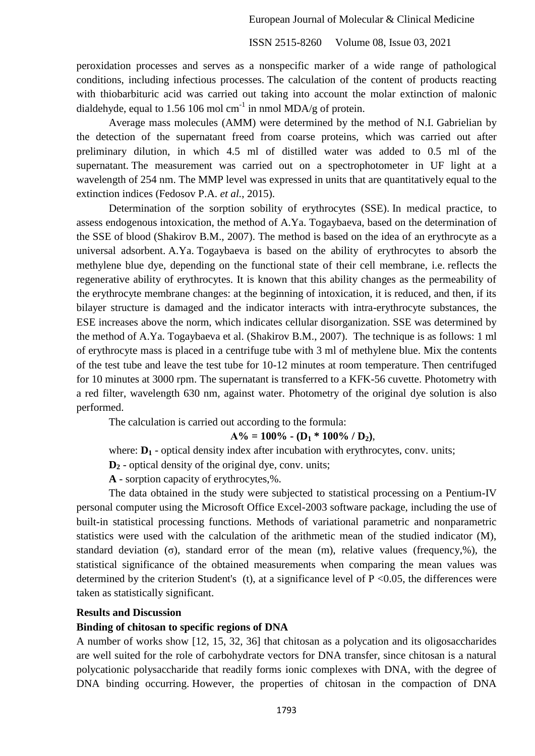peroxidation processes and serves as a nonspecific marker of a wide range of pathological conditions, including infectious processes. The calculation of the content of products reacting with thiobarbituric acid was carried out taking into account the molar extinction of malonic dialdehyde, equal to 1.56 106 mol $cm^{-1}$ in nmol MDA/g of protein.

Average mass molecules (AMM) were determined by the method of N.I. Gabrielian by the detection of the supernatant freed from coarse proteins, which was carried out after preliminary dilution, in which 4.5 ml of distilled water was added to 0.5 ml of the supernatant. The measurement was carried out on a spectrophotometer in UF light at a wavelength of 254 nm. The MMP level was expressed in units that are quantitatively equal to the extinction indices (Fedosov P.A. *et al.*, 2015).

Determination of the sorption sobility of erythrocytes (SSE). In medical practice, to assess endogenous intoxication, the method of A.Ya. Togaybaeva, based on the determination of the SSE of blood (Shakirov B.M., 2007). The method is based on the idea of an erythrocyte as a universal adsorbent. A.Ya. Togaybaeva is based on the ability of erythrocytes to absorb the methylene blue dye, depending on the functional state of their cell membrane, i.e. reflects the regenerative ability of erythrocytes. It is known that this ability changes as the permeability of the erythrocyte membrane changes: at the beginning of intoxication, it is reduced, and then, if its bilayer structure is damaged and the indicator interacts with intra-erythrocyte substances, the ESE increases above the norm, which indicates cellular disorganization. SSE was determined by the method of A.Ya. Togaybaeva et al. (Shakirov B.M., 2007). The technique is as follows: 1 ml of erythrocyte mass is placed in a centrifuge tube with 3 ml of methylene blue. Mix the contents of the test tube and leave the test tube for 10-12 minutes at room temperature. Then centrifuged for 10 minutes at 3000 rpm. The supernatant is transferred to a KFK-56 cuvette. Photometry with a red filter, wavelength 630 nm, against water. Photometry of the original dye solution is also performed.

The calculation is carried out according to the formula:

$$\mathbf{A\% = 100\% - (D_1 * 100\% / D_2)},$$

where: $\mathbf{D_1}$ - optical density index after incubation with erythrocytes, conv. units;

$\mathbf{D_2}$ - optical density of the original dye, conv. units;

**A** - sorption capacity of erythrocytes,%.

The data obtained in the study were subjected to statistical processing on a Pentium-IV personal computer using the Microsoft Office Excel-2003 software package, including the use of built-in statistical processing functions. Methods of variational parametric and nonparametric statistics were used with the calculation of the arithmetic mean of the studied indicator (M), standard deviation (σ), standard error of the mean (m), relative values (frequency,%), the statistical significance of the obtained measurements when comparing the mean values was determined by the criterion Student's (t), at a significance level of $P < 0.05$, the differences were taken as statistically significant.

## Results and Discussion

### Binding of chitosan to specific regions of DNA

A number of works show [12, 15, 32, 36] that chitosan as a polycation and its oligosaccharides are well suited for the role of carbohydrate vectors for DNA transfer, since chitosan is a natural polycationic polysaccharide that readily forms ionic complexes with DNA, with the degree of DNA binding occurring. However, the properties of chitosan in the compaction of DNA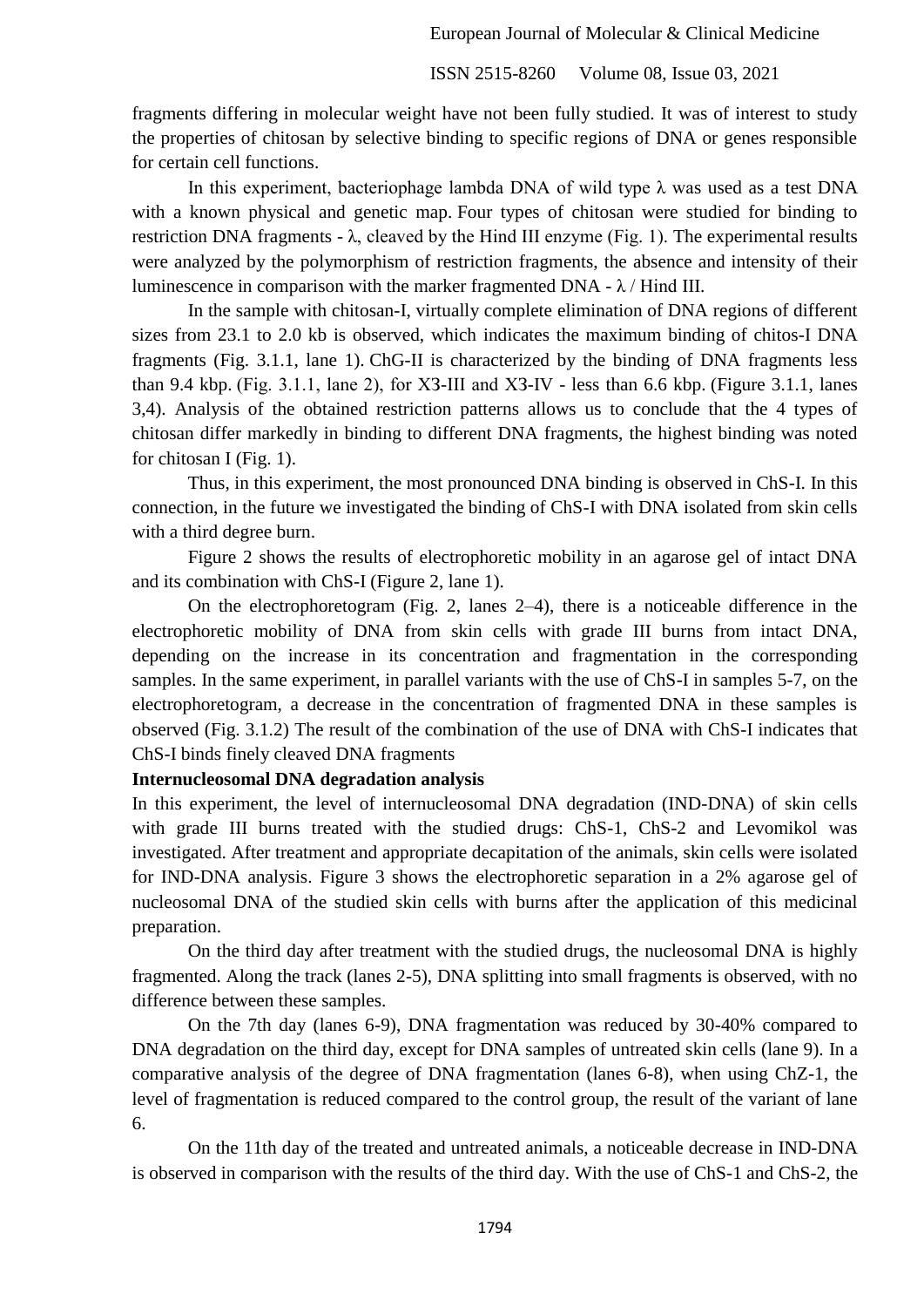fragments differing in molecular weight have not been fully studied. It was of interest to study the properties of chitosan by selective binding to specific regions of DNA or genes responsible for certain cell functions.

In this experiment, bacteriophage lambda DNA of wild type λ was used as a test DNA with a known physical and genetic map. Four types of chitosan were studied for binding to restriction DNA fragments - λ, cleaved by the Hind III enzyme (Fig. 1). The experimental results were analyzed by the polymorphism of restriction fragments, the absence and intensity of their luminescence in comparison with the marker fragmented DNA - λ / Hind III.

In the sample with chitosan-I, virtually complete elimination of DNA regions of different sizes from 23.1 to 2.0 kb is observed, which indicates the maximum binding of chitos-I DNA fragments (Fig. 3.1.1, lane 1). ChG-II is characterized by the binding of DNA fragments less than 9.4 kbp. (Fig. 3.1.1, lane 2), for XЗ-III and XЗ-IV - less than 6.6 kbp. (Figure 3.1.1, lanes 3,4). Analysis of the obtained restriction patterns allows us to conclude that the 4 types of chitosan differ markedly in binding to different DNA fragments, the highest binding was noted for chitosan I (Fig. 1).

Thus, in this experiment, the most pronounced DNA binding is observed in ChS-I. In this connection, in the future we investigated the binding of ChS-I with DNA isolated from skin cells with a third degree burn.

Figure 2 shows the results of electrophoretic mobility in an agarose gel of intact DNA and its combination with ChS-I (Figure 2, lane 1).

On the electrophoretogram (Fig. 2, lanes 2–4), there is a noticeable difference in the electrophoretic mobility of DNA from skin cells with grade III burns from intact DNA, depending on the increase in its concentration and fragmentation in the corresponding samples. In the same experiment, in parallel variants with the use of ChS-I in samples 5-7, on the electrophoretogram, a decrease in the concentration of fragmented DNA in these samples is observed (Fig. 3.1.2) The result of the combination of the use of DNA with ChS-I indicates that ChS-I binds finely cleaved DNA fragments

**Internucleosomal DNA degradation analysis**

In this experiment, the level of internucleosomal DNA degradation (IND-DNA) of skin cells with grade III burns treated with the studied drugs: ChS-1, ChS-2 and Levomikol was investigated. After treatment and appropriate decapitation of the animals, skin cells were isolated for IND-DNA analysis. Figure 3 shows the electrophoretic separation in a 2% agarose gel of nucleosomal DNA of the studied skin cells with burns after the application of this medicinal preparation.

On the third day after treatment with the studied drugs, the nucleosomal DNA is highly fragmented. Along the track (lanes 2-5), DNA splitting into small fragments is observed, with no difference between these samples.

On the 7th day (lanes 6-9), DNA fragmentation was reduced by 30-40% compared to DNA degradation on the third day, except for DNA samples of untreated skin cells (lane 9). In a comparative analysis of the degree of DNA fragmentation (lanes 6-8), when using ChZ-1, the level of fragmentation is reduced compared to the control group, the result of the variant of lane 6.

On the 11th day of the treated and untreated animals, a noticeable decrease in IND-DNA is observed in comparison with the results of the third day. With the use of ChS-1 and ChS-2, the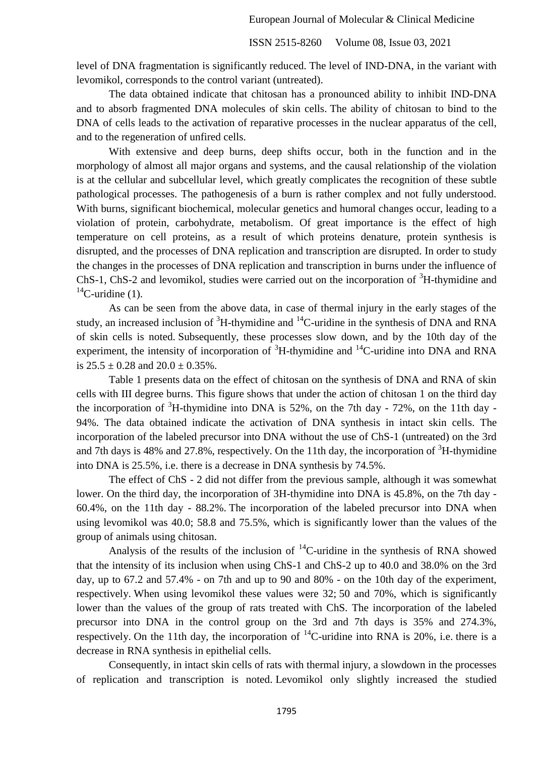level of DNA fragmentation is significantly reduced. The level of IND-DNA, in the variant with levomikol, corresponds to the control variant (untreated).

The data obtained indicate that chitosan has a pronounced ability to inhibit IND-DNA and to absorb fragmented DNA molecules of skin cells. The ability of chitosan to bind to the DNA of cells leads to the activation of reparative processes in the nuclear apparatus of the cell, and to the regeneration of unfired cells.

With extensive and deep burns, deep shifts occur, both in the function and in the morphology of almost all major organs and systems, and the causal relationship of the violation is at the cellular and subcellular level, which greatly complicates the recognition of these subtle pathological processes. The pathogenesis of a burn is rather complex and not fully understood. With burns, significant biochemical, molecular genetics and humoral changes occur, leading to a violation of protein, carbohydrate, metabolism. Of great importance is the effect of high temperature on cell proteins, as a result of which proteins denature, protein synthesis is disrupted, and the processes of DNA replication and transcription are disrupted. In order to study the changes in the processes of DNA replication and transcription in burns under the influence of ChS-1, ChS-2 and levomikol, studies were carried out on the incorporation of $^{3}H$-thymidine and $^{14}C$-uridine (1).

As can be seen from the above data, in case of thermal injury in the early stages of the study, an increased inclusion of $^{3}H$-thymidine and $^{14}C$-uridine in the synthesis of DNA and RNA of skin cells is noted. Subsequently, these processes slow down, and by the 10th day of the experiment, the intensity of incorporation of $^{3}H$-thymidine and $^{14}C$-uridine into DNA and RNA is $25.5 \pm 0.28$ and $20.0 \pm 0.35\%$.

Table 1 presents data on the effect of chitosan on the synthesis of DNA and RNA of skin cells with III degree burns. This figure shows that under the action of chitosan 1 on the third day the incorporation of $^{3}H$-thymidine into DNA is 52%, on the 7th day - 72%, on the 11th day - 94%. The data obtained indicate the activation of DNA synthesis in intact skin cells. The incorporation of the labeled precursor into DNA without the use of ChS-1 (untreated) on the 3rd and 7th days is 48% and 27.8%, respectively. On the 11th day, the incorporation of $^{3}H$-thymidine into DNA is 25.5%, i.e. there is a decrease in DNA synthesis by 74.5%.

The effect of ChS - 2 did not differ from the previous sample, although it was somewhat lower. On the third day, the incorporation of 3H-thymidine into DNA is 45.8%, on the 7th day - 60.4%, on the 11th day - 88.2%. The incorporation of the labeled precursor into DNA when using levomikol was 40.0; 58.8 and 75.5%, which is significantly lower than the values of the group of animals using chitosan.

Analysis of the results of the inclusion of $^{14}C$-uridine in the synthesis of RNA showed that the intensity of its inclusion when using ChS-1 and ChS-2 up to 40.0 and 38.0% on the 3rd day, up to 67.2 and 57.4% - on 7th and up to 90 and 80% - on the 10th day of the experiment, respectively. When using levomikol these values were 32; 50 and 70%, which is significantly lower than the values of the group of rats treated with ChS. The incorporation of the labeled precursor into DNA in the control group on the 3rd and 7th days is 35% and 274.3%, respectively. On the 11th day, the incorporation of $^{14}C$-uridine into RNA is 20%, i.e. there is a decrease in RNA synthesis in epithelial cells.

Consequently, in intact skin cells of rats with thermal injury, a slowdown in the processes of replication and transcription is noted. Levomikol only slightly increased the studied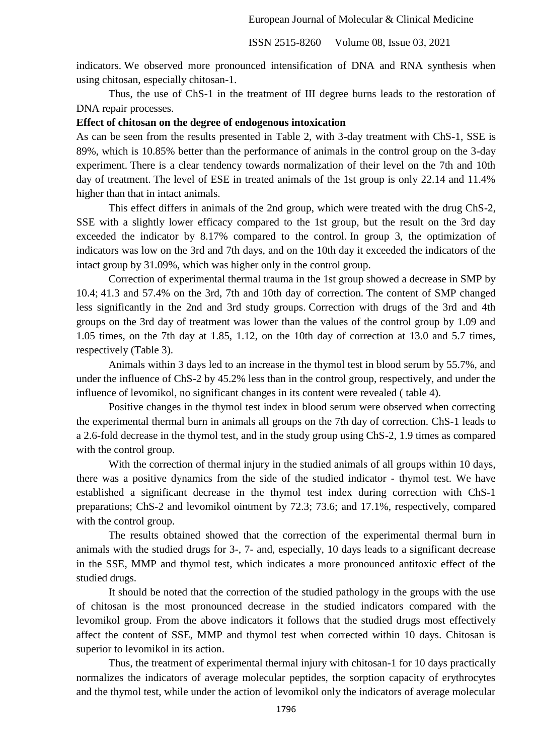indicators. We observed more pronounced intensification of DNA and RNA synthesis when using chitosan, especially chitosan-1.

Thus, the use of ChS-1 in the treatment of III degree burns leads to the restoration of DNA repair processes.

**Effect of chitosan on the degree of endogenous intoxication**

As can be seen from the results presented in Table 2, with 3-day treatment with ChS-1, SSE is 89%, which is 10.85% better than the performance of animals in the control group on the 3-day experiment. There is a clear tendency towards normalization of their level on the 7th and 10th day of treatment. The level of ESE in treated animals of the 1st group is only 22.14 and 11.4% higher than that in intact animals.

This effect differs in animals of the 2nd group, which were treated with the drug ChS-2, SSE with a slightly lower efficacy compared to the 1st group, but the result on the 3rd day exceeded the indicator by 8.17% compared to the control. In group 3, the optimization of indicators was low on the 3rd and 7th days, and on the 10th day it exceeded the indicators of the intact group by 31.09%, which was higher only in the control group.

Correction of experimental thermal trauma in the 1st group showed a decrease in SMP by 10.4; 41.3 and 57.4% on the 3rd, 7th and 10th day of correction. The content of SMP changed less significantly in the 2nd and 3rd study groups. Correction with drugs of the 3rd and 4th groups on the 3rd day of treatment was lower than the values of the control group by 1.09 and 1.05 times, on the 7th day at 1.85, 1.12, on the 10th day of correction at 13.0 and 5.7 times, respectively (Table 3).

Animals within 3 days led to an increase in the thymol test in blood serum by 55.7%, and under the influence of ChS-2 by 45.2% less than in the control group, respectively, and under the influence of levomikol, no significant changes in its content were revealed ( table 4).

Positive changes in the thymol test index in blood serum were observed when correcting the experimental thermal burn in animals all groups on the 7th day of correction. ChS-1 leads to a 2.6-fold decrease in the thymol test, and in the study group using ChS-2, 1.9 times as compared with the control group.

With the correction of thermal injury in the studied animals of all groups within 10 days, there was a positive dynamics from the side of the studied indicator - thymol test. We have established a significant decrease in the thymol test index during correction with ChS-1 preparations; ChS-2 and levomikol ointment by 72.3; 73.6; and 17.1%, respectively, compared with the control group.

The results obtained showed that the correction of the experimental thermal burn in animals with the studied drugs for 3-, 7- and, especially, 10 days leads to a significant decrease in the SSE, MMP and thymol test, which indicates a more pronounced antitoxic effect of the studied drugs.

It should be noted that the correction of the studied pathology in the groups with the use of chitosan is the most pronounced decrease in the studied indicators compared with the levomikol group. From the above indicators it follows that the studied drugs most effectively affect the content of SSE, MMP and thymol test when corrected within 10 days. Chitosan is superior to levomikol in its action.

Thus, the treatment of experimental thermal injury with chitosan-1 for 10 days practically normalizes the indicators of average molecular peptides, the sorption capacity of erythrocytes and the thymol test, while under the action of levomikol only the indicators of average molecular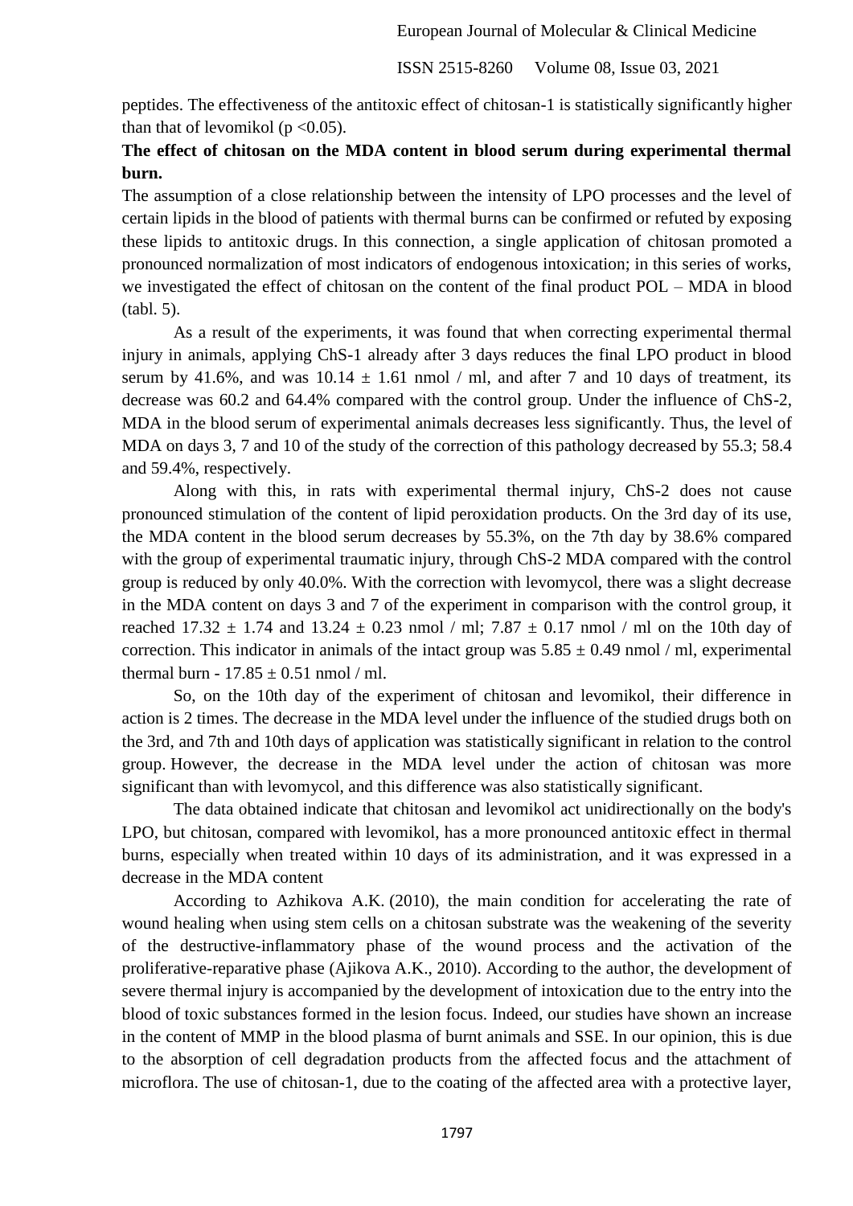peptides. The effectiveness of the antitoxic effect of chitosan-1 is statistically significantly higher than that of levomikol ($p < 0.05$).

**The effect of chitosan on the MDA content in blood serum during experimental thermal burn.**

The assumption of a close relationship between the intensity of LPO processes and the level of certain lipids in the blood of patients with thermal burns can be confirmed or refuted by exposing these lipids to antitoxic drugs. In this connection, a single application of chitosan promoted a pronounced normalization of most indicators of endogenous intoxication; in this series of works, we investigated the effect of chitosan on the content of the final product POL – MDA in blood (tabl. 5).

As a result of the experiments, it was found that when correcting experimental thermal injury in animals, applying ChS-1 already after 3 days reduces the final LPO product in blood serum by 41.6%, and was $10.14 \pm 1.61$ nmol / ml, and after 7 and 10 days of treatment, its decrease was 60.2 and 64.4% compared with the control group. Under the influence of ChS-2, MDA in the blood serum of experimental animals decreases less significantly. Thus, the level of MDA on days 3, 7 and 10 of the study of the correction of this pathology decreased by 55.3; 58.4 and 59.4%, respectively.

Along with this, in rats with experimental thermal injury, ChS-2 does not cause pronounced stimulation of the content of lipid peroxidation products. On the 3rd day of its use, the MDA content in the blood serum decreases by 55.3%, on the 7th day by 38.6% compared with the group of experimental traumatic injury, through ChS-2 MDA compared with the control group is reduced by only 40.0%. With the correction with levomycol, there was a slight decrease in the MDA content on days 3 and 7 of the experiment in comparison with the control group, it reached $17.32 \pm 1.74$ and $13.24 \pm 0.23$ nmol / ml; $7.87 \pm 0.17$ nmol / ml on the 10th day of correction. This indicator in animals of the intact group was $5.85 \pm 0.49$ nmol / ml, experimental thermal burn - $17.85 \pm 0.51$ nmol / ml.

So, on the 10th day of the experiment of chitosan and levomikol, their difference in action is 2 times. The decrease in the MDA level under the influence of the studied drugs both on the 3rd, and 7th and 10th days of application was statistically significant in relation to the control group. However, the decrease in the MDA level under the action of chitosan was more significant than with levomycol, and this difference was also statistically significant.

The data obtained indicate that chitosan and levomikol act unidirectionally on the body's LPO, but chitosan, compared with levomikol, has a more pronounced antitoxic effect in thermal burns, especially when treated within 10 days of its administration, and it was expressed in a decrease in the MDA content

According to Azhikova A.K. (2010), the main condition for accelerating the rate of wound healing when using stem cells on a chitosan substrate was the weakening of the severity of the destructive-inflammatory phase of the wound process and the activation of the proliferative-reparative phase (Ajikova A.K., 2010). According to the author, the development of severe thermal injury is accompanied by the development of intoxication due to the entry into the blood of toxic substances formed in the lesion focus. Indeed, our studies have shown an increase in the content of MMP in the blood plasma of burnt animals and SSE. In our opinion, this is due to the absorption of cell degradation products from the affected focus and the attachment of microflora. The use of chitosan-1, due to the coating of the affected area with a protective layer,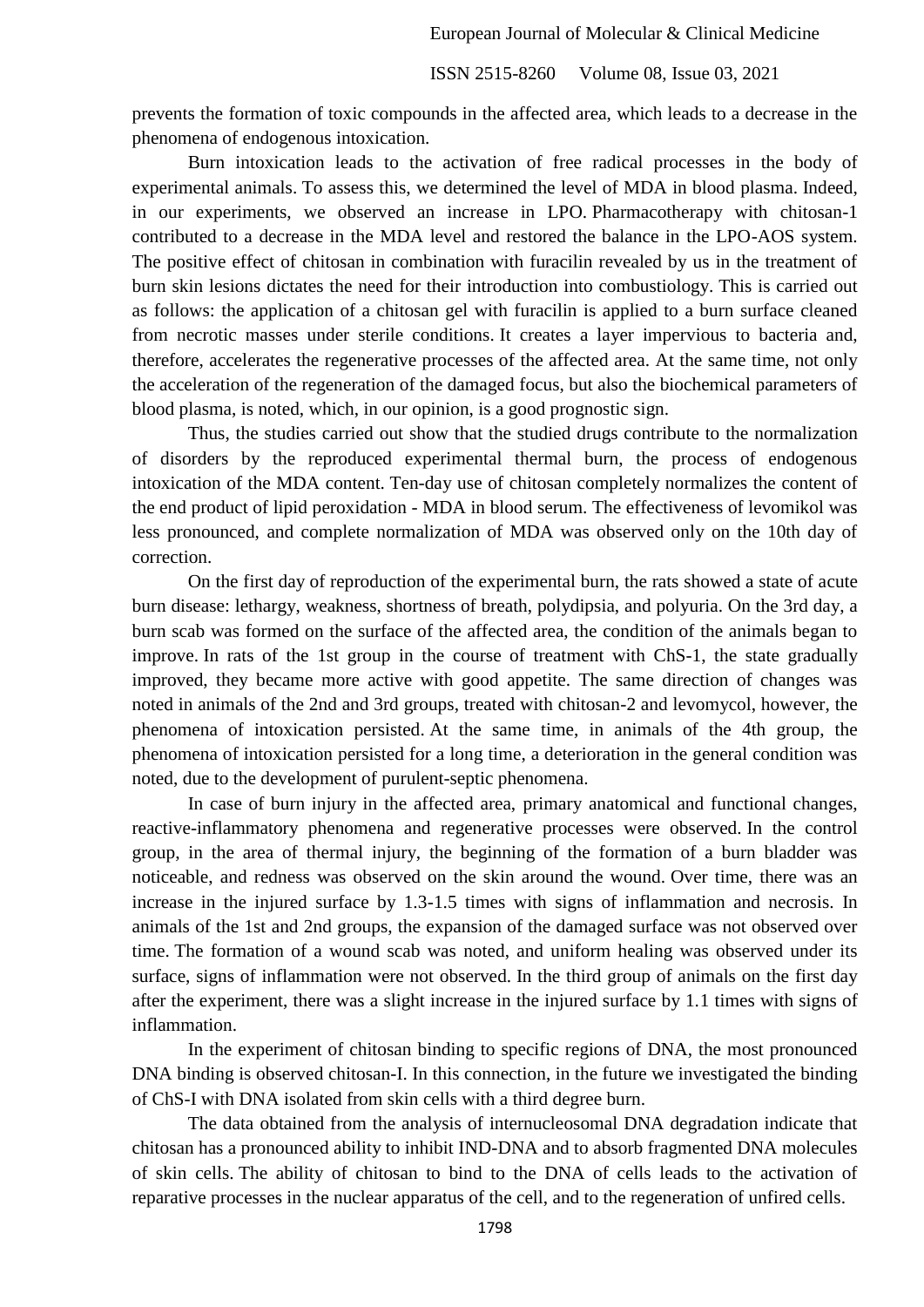prevents the formation of toxic compounds in the affected area, which leads to a decrease in the phenomena of endogenous intoxication.

Burn intoxication leads to the activation of free radical processes in the body of experimental animals. To assess this, we determined the level of MDA in blood plasma. Indeed, in our experiments, we observed an increase in LPO. Pharmacotherapy with chitosan-1 contributed to a decrease in the MDA level and restored the balance in the LPO-AOS system. The positive effect of chitosan in combination with furacilin revealed by us in the treatment of burn skin lesions dictates the need for their introduction into combustiology. This is carried out as follows: the application of a chitosan gel with furacilin is applied to a burn surface cleaned from necrotic masses under sterile conditions. It creates a layer impervious to bacteria and, therefore, accelerates the regenerative processes of the affected area. At the same time, not only the acceleration of the regeneration of the damaged focus, but also the biochemical parameters of blood plasma, is noted, which, in our opinion, is a good prognostic sign.

Thus, the studies carried out show that the studied drugs contribute to the normalization of disorders by the reproduced experimental thermal burn, the process of endogenous intoxication of the MDA content. Ten-day use of chitosan completely normalizes the content of the end product of lipid peroxidation - MDA in blood serum. The effectiveness of levomikol was less pronounced, and complete normalization of MDA was observed only on the 10th day of correction.

On the first day of reproduction of the experimental burn, the rats showed a state of acute burn disease: lethargy, weakness, shortness of breath, polydipsia, and polyuria. On the 3rd day, a burn scab was formed on the surface of the affected area, the condition of the animals began to improve. In rats of the 1st group in the course of treatment with ChS-1, the state gradually improved, they became more active with good appetite. The same direction of changes was noted in animals of the 2nd and 3rd groups, treated with chitosan-2 and levomycol, however, the phenomena of intoxication persisted. At the same time, in animals of the 4th group, the phenomena of intoxication persisted for a long time, a deterioration in the general condition was noted, due to the development of purulent-septic phenomena.

In case of burn injury in the affected area, primary anatomical and functional changes, reactive-inflammatory phenomena and regenerative processes were observed. In the control group, in the area of thermal injury, the beginning of the formation of a burn bladder was noticeable, and redness was observed on the skin around the wound. Over time, there was an increase in the injured surface by 1.3-1.5 times with signs of inflammation and necrosis. In animals of the 1st and 2nd groups, the expansion of the damaged surface was not observed over time. The formation of a wound scab was noted, and uniform healing was observed under its surface, signs of inflammation were not observed. In the third group of animals on the first day after the experiment, there was a slight increase in the injured surface by 1.1 times with signs of inflammation.

In the experiment of chitosan binding to specific regions of DNA, the most pronounced DNA binding is observed chitosan-I. In this connection, in the future we investigated the binding of ChS-I with DNA isolated from skin cells with a third degree burn.

The data obtained from the analysis of internucleosomal DNA degradation indicate that chitosan has a pronounced ability to inhibit IND-DNA and to absorb fragmented DNA molecules of skin cells. The ability of chitosan to bind to the DNA of cells leads to the activation of reparative processes in the nuclear apparatus of the cell, and to the regeneration of unfired cells.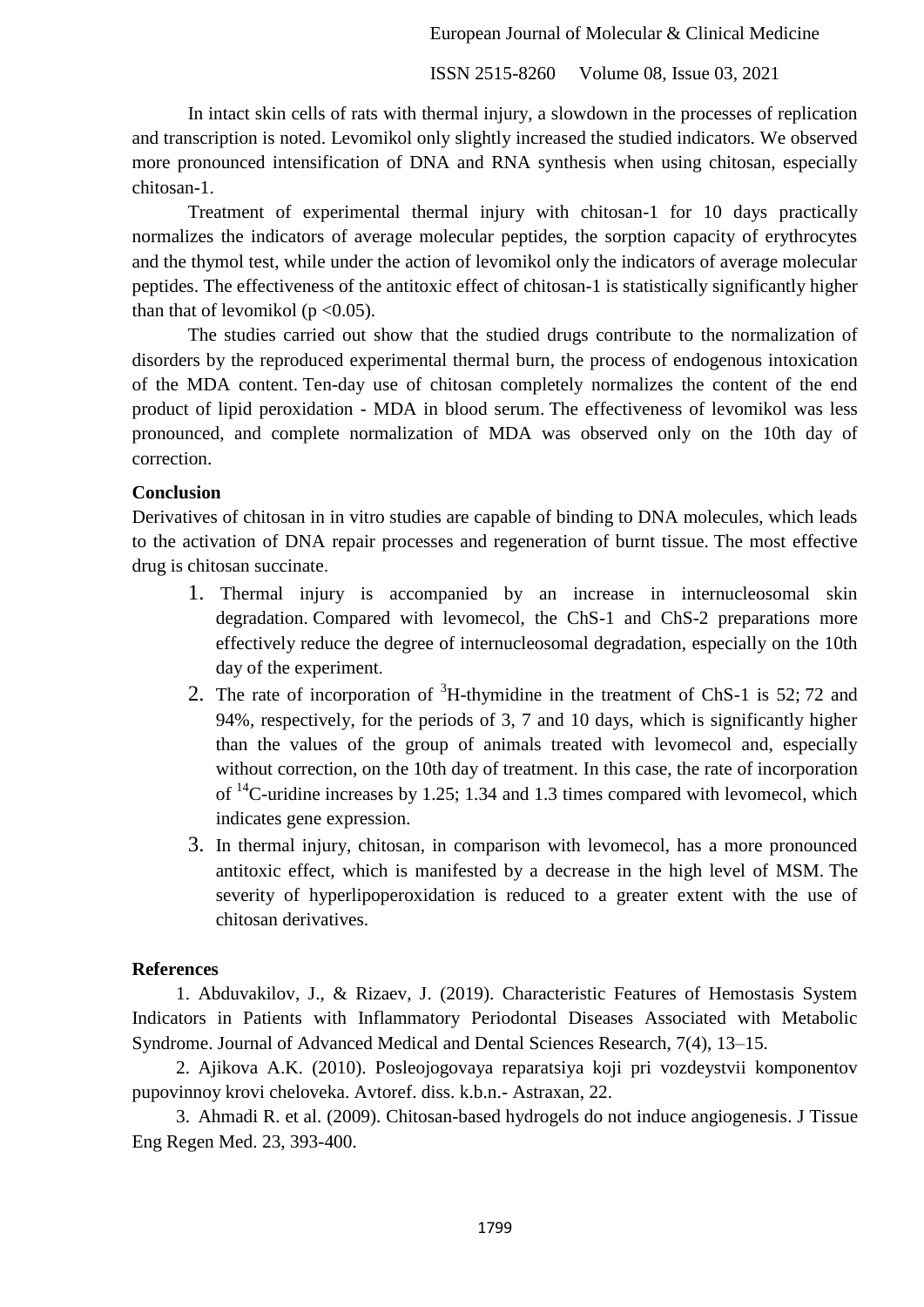In intact skin cells of rats with thermal injury, a slowdown in the processes of replication and transcription is noted. Levomikol only slightly increased the studied indicators. We observed more pronounced intensification of DNA and RNA synthesis when using chitosan, especially chitosan-1.

Treatment of experimental thermal injury with chitosan-1 for 10 days practically normalizes the indicators of average molecular peptides, the sorption capacity of erythrocytes and the thymol test, while under the action of levomikol only the indicators of average molecular peptides. The effectiveness of the antitoxic effect of chitosan-1 is statistically significantly higher than that of levomikol ($p < 0.05$).

The studies carried out show that the studied drugs contribute to the normalization of disorders by the reproduced experimental thermal burn, the process of endogenous intoxication of the MDA content. Ten-day use of chitosan completely normalizes the content of the end product of lipid peroxidation - MDA in blood serum. The effectiveness of levomikol was less pronounced, and complete normalization of MDA was observed only on the 10th day of correction.

**Conclusion**

Derivatives of chitosan in in vitro studies are capable of binding to DNA molecules, which leads to the activation of DNA repair processes and regeneration of burnt tissue. The most effective drug is chitosan succinate.

1. Thermal injury is accompanied by an increase in internucleosomal skin degradation. Compared with levomecol, the ChS-1 and ChS-2 preparations more effectively reduce the degree of internucleosomal degradation, especially on the 10th day of the experiment.
2. The rate of incorporation of $^{3}$H-thymidine in the treatment of ChS-1 is 52; 72 and 94%, respectively, for the periods of 3, 7 and 10 days, which is significantly higher than the values of the group of animals treated with levomecol and, especially without correction, on the 10th day of treatment. In this case, the rate of incorporation of $^{14}$C-uridine increases by 1.25; 1.34 and 1.3 times compared with levomecol, which indicates gene expression.
3. In thermal injury, chitosan, in comparison with levomecol, has a more pronounced antitoxic effect, which is manifested by a decrease in the high level of MSM. The severity of hyperlipoperoxidation is reduced to a greater extent with the use of chitosan derivatives.

**References**

1. Abduvakilov, J., & Rizaev, J. (2019). Characteristic Features of Hemostasis System Indicators in Patients with Inflammatory Periodontal Diseases Associated with Metabolic Syndrome. Journal of Advanced Medical and Dental Sciences Research, 7(4), 13–15.
2. Ajikova A.K. (2010). Posleojogovaya reparatsiya koji pri vozdeystvii komponentov pupovinnoy krovi cheloveka. Avtoref. diss. k.b.n.- Astraxan, 22.
3. Ahmadi R. et al. (2009). Chitosan-based hydrogels do not induce angiogenesis. J Tissue Eng Regen Med. 23, 393-400.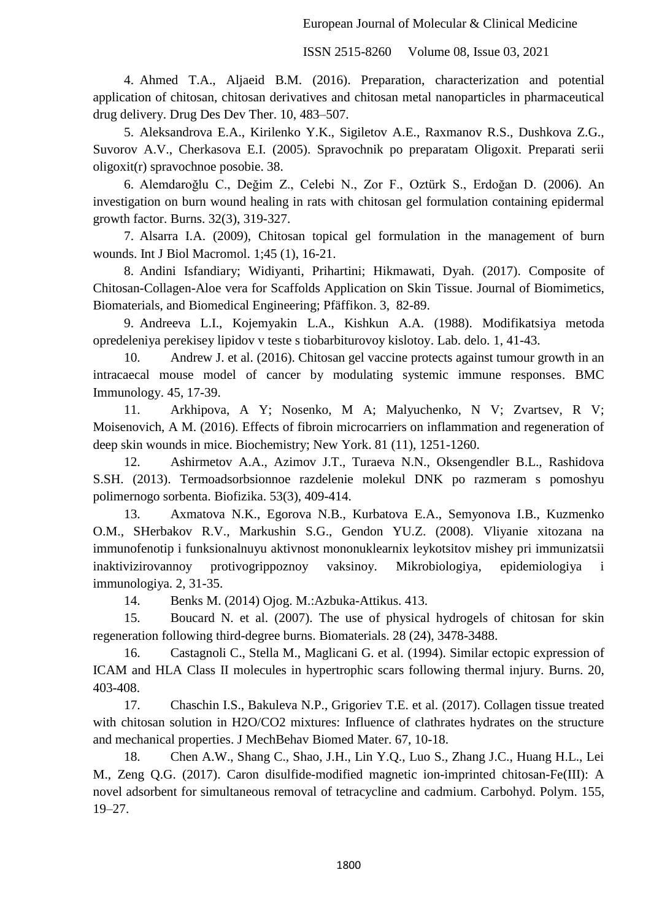4. Ahmed T.A., Aljaeid B.M. (2016). Preparation, characterization and potential application of chitosan, chitosan derivatives and chitosan metal nanoparticles in pharmaceutical drug delivery. Drug Des Dev Ther. 10, 483–507.

5. Aleksandrova E.A., Kirilenko Y.K., Sigiletov A.E., Raxmanov R.S., Dushkova Z.G., Suvorov A.V., Cherkasova E.I. (2005). Spravochnik po preparatam Oligoxit. Preparati serii oligoxit(r) spravochnoe posobie. 38.

6. Alemdaroğlu C., Değim Z., Celebi N., Zor F., Oztürk S., Erdoğan D. (2006). An investigation on burn wound healing in rats with chitosan gel formulation containing epidermal growth factor. Burns. 32(3), 319-327.

7. Alsarra I.A. (2009), Chitosan topical gel formulation in the management of burn wounds. Int J Biol Macromol. 1;45 (1), 16-21.

8. Andini Isfandiary; Widiyanti, Prihartini; Hikmawati, Dyah. (2017). Composite of Chitosan-Collagen-Aloe vera for Scaffolds Application on Skin Tissue. Journal of Biomimetics, Biomaterials, and Biomedical Engineering; Pfäffikon. 3, 82-89.

9. Andreeva L.I., Kojemyakin L.A., Kishkun A.A. (1988). Modifikatsiya metoda opredeleniya perekisey lipidov v teste s tiobarbiturovoy kislotoy. Lab. delo. 1, 41-43.

10. Andrew J. et al. (2016). Chitosan gel vaccine protects against tumour growth in an intracaecal mouse model of cancer by modulating systemic immune responses. BMC Immunology. 45, 17-39.

11. Arkhipova, A Y; Nosenko, M A; Malyuchenko, N V; Zvartsev, R V; Moisenovich, A M. (2016). Effects of fibroin microcarriers on inflammation and regeneration of deep skin wounds in mice. Biochemistry; New York. 81 (11), 1251-1260.

12. Ashirmetov A.A., Azimov J.T., Turaeva N.N., Oksengendler B.L., Rashidova S.SH. (2013). Termoadsorbsionnoe razdelenie molekul DNK po razmeram s pomoshyu polimernogo sorbenta. Biofizika. 53(3), 409-414.

13. Axmatova N.K., Egorova N.B., Kurbatova E.A., Semyonova I.B., Kuzmenko O.M., SHerbakov R.V., Markushin S.G., Gendon YU.Z. (2008). Vliyanie xitozana na immunofenotip i funksionalnuyu aktivnost mononuklearnix leykotsitov mishey pri immunizatsii inaktivizirovannoy protivogrippoznoy vaksinoy. Mikrobiologiya, epidemiologiya i immunologiya. 2, 31-35.

14. Benks M. (2014) Ojog. M.:Azbuka-Attikus. 413.

15. Boucard N. et al. (2007). The use of physical hydrogels of chitosan for skin regeneration following third-degree burns. Biomaterials. 28 (24), 3478-3488.

16. Castagnoli C., Stella M., Maglicani G. et al. (1994). Similar ectopic expression of ICAM and HLA Class II molecules in hypertrophic scars following thermal injury. Burns. 20, 403-408.

17. Chaschin I.S., Bakuleva N.P., Grigoriev T.E. et al. (2017). Collagen tissue treated with chitosan solution in H2O/CO2 mixtures: Influence of clathrates hydrates on the structure and mechanical properties. J MechBehav Biomed Mater. 67, 10-18.

18. Chen A.W., Shang C., Shao, J.H., Lin Y.Q., Luo S., Zhang J.C., Huang H.L., Lei M., Zeng Q.G. (2017). Caron disulfide-modified magnetic ion-imprinted chitosan-Fe(III): A novel adsorbent for simultaneous removal of tetracycline and cadmium. Carbohyd. Polym. 155, 19–27.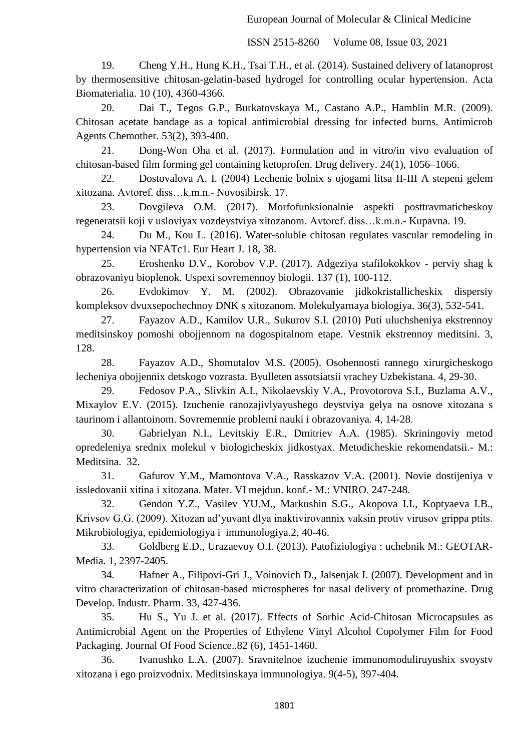19. Cheng Y.H., Hung K.H., Tsai T.H., et al. (2014). Sustained delivery of latanoprost by thermosensitive chitosan-gelatin-based hydrogel for controlling ocular hypertension. Acta Biomaterialia. 10 (10), 4360-4366.

20. Dai T., Tegos G.P., Burkatovskaya M., Castano A.P., Hamblin M.R. (2009). Chitosan acetate bandage as a topical antimicrobial dressing for infected burns. Antimicrob Agents Chemother. 53(2), 393-400.

21. Dong-Won Oha et al. (2017). Formulation and in vitro/in vivo evaluation of chitosan-based film forming gel containing ketoprofen. Drug delivery. 24(1), 1056–1066.

22. Dostovalova A. I. (2004) Lechenie bolnix s ojogami litsa II-III A stepeni gelem xitozana. Avtoref. diss…k.m.n.- Novosibirsk. 17.

23. Dovgileva O.M. (2017). Morfofunksionalnie aspekti posttravmaticheskoy regeneratsii koji v usloviyax vozdeystviya xitozanom. Avtoref. diss…k.m.n.- Kupavna. 19.

24. Du M., Kou L. (2016). Water-soluble chitosan regulates vascular remodeling in hypertension via NFATc1. Eur Heart J. 18, 38.

25. Eroshenko D.V., Korobov V.P. (2017). Adgeziya stafilokokkov - perviy shag k obrazovaniyu bioplenok. Uspexi sovremennoy biologii. 137 (1), 100-112.

26. Evdokimov Y. M. (2002). Obrazovanie jidkokristallicheskix dispersiy kompleksov dvuxsepochechnoy DNK s xitozanom. Molekulyarnaya biologiya. 36(3), 532-541.

27. Fayazov A.D., Kamilov U.R., Sukurov S.I. (2010) Puti uluchsheniya ekstrennoy meditsinskoy pomoshi obojjennom na dogospitalnom etape. Vestnik ekstrennoy meditsini. 3, 128.

28. Fayazov A.D., Shomutalov M.S. (2005). Osobennosti rannego xirurgicheskogo lecheniya obojjennix detskogo vozrasta. Byulleten assotsiatsii vrachey Uzbekistana. 4, 29-30.

29. Fedosov P.A., Slivkin A.I., Nikolaevskiy V.A., Provotorova S.I., Buzlama A.V., Mixaylov E.V. (2015). Izuchenie ranozajivlyayushego deystviya gelya na osnove xitozana s taurinom i allantoinom. Sovremennie problemi nauki i obrazovaniya. 4, 14-28.

30. Gabrielyan N.I., Levitskiy E.R., Dmitriev A.A. (1985). Skriningoviy metod opredeleniya srednix molekul v biologicheskix jidkostyax. Metodicheskie rekomendatsii.- M.: Meditsina. 32.

31. Gafurov Y.M., Mamontova V.A., Rasskazov V.A. (2001). Novie dostijeniya v issledovanii xitina i xitozana. Mater. VI mejdun. konf.- M.: VNIRO. 247-248.

32. Gendon Y.Z., Vasilev YU.M., Markushin S.G., Akopova I.I., Koptyaeva I.B., Krivsov G.G. (2009). Xitozan ad'yuvant dlya inaktivirovannix vaksin protiv virusov grippa ptits. Mikrobiologiya, epidemiologiya i immunologiya.2, 40-46.

33. Goldberg E.D., Urazaevoy O.I. (2013). Patofiziologiya : uchebnik M.: GEOTAR-Media. 1, 2397-2405.

34. Hafner A., Filipovi-Gri J., Voinovich D., Jalsenjak I. (2007). Development and in vitro characterization of chitosan-based microspheres for nasal delivery of promethazine. Drug Develop. Industr. Pharm. 33, 427-436.

35. Hu S., Yu J. et al. (2017). Effects of Sorbic Acid-Chitosan Microcapsules as Antimicrobial Agent on the Properties of Ethylene Vinyl Alcohol Copolymer Film for Food Packaging. Journal Of Food Science..82 (6), 1451-1460.

36. Ivanushko L.A. (2007). Sravnitelnoe izuchenie immunomoduliruyushix svoystv xitozana i ego proizvodnix. Meditsinskaya immunologiya. 9(4-5), 397-404.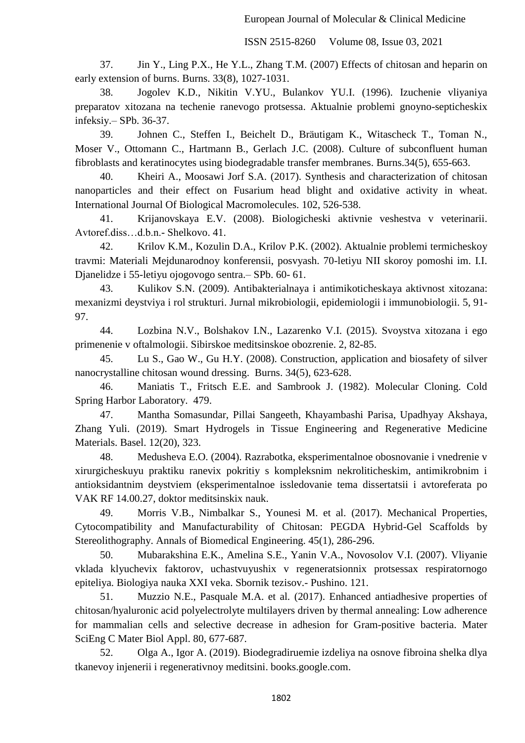37. Jin Y., Ling P.X., He Y.L., Zhang T.M. (2007) Effects of chitosan and heparin on early extension of burns. Burns. 33(8), 1027-1031.

38. Jogolev K.D., Nikitin V.YU., Bulankov YU.I. (1996). Izuchenie vliyaniya preparatov xitozana na techenie ranevogo protsessa. Aktualnie problemi gnoyno-septicheskix infeksiy.– SPb. 36-37.

39. Johnen C., Steffen I., Beichelt D., Bräutigam K., Witascheck T., Toman N., Moser V., Ottomann C., Hartmann B., Gerlach J.C. (2008). Culture of subconfluent human fibroblasts and keratinocytes using biodegradable transfer membranes. Burns.34(5), 655-663.

40. Kheiri A., Moosawi Jorf S.A. (2017). Synthesis and characterization of chitosan nanoparticles and their effect on Fusarium head blight and oxidative activity in wheat. International Journal Of Biological Macromolecules. 102, 526-538.

41. Krijanovskaya E.V. (2008). Biologicheski aktivnie veshestva v veterinarii. Avtoref.diss…d.b.n.- Shelkovo. 41.

42. Krilov K.M., Kozulin D.A., Krilov P.K. (2002). Aktualnie problemi termicheskoy travmi: Materiali Mejdunarodnoy konferensii, posvyash. 70-letiyu NII skoroy pomoshi im. I.I. Djanelidze i 55-letiyu ojogovogo sentra.– SPb. 60- 61.

43. Kulikov S.N. (2009). Antibakterialnaya i antimikoticheskaya aktivnost xitozana: mexanizmi deystviya i rol strukturi. Jurnal mikrobiologii, epidemiologii i immunobiologii. 5, 91-97.

44. Lozbina N.V., Bolshakov I.N., Lazarenko V.I. (2015). Svoystva xitozana i ego primenenie v oftalmologii. Sibirskoe meditsinskoe obozrenie. 2, 82-85.

45. Lu S., Gao W., Gu H.Y. (2008). Construction, application and biosafety of silver nanocrystalline chitosan wound dressing. Burns. 34(5), 623-628.

46. Maniatis T., Fritsch E.E. and Sambrook J. (1982). Molecular Cloning. Cold Spring Harbor Laboratory. 479.

47. Mantha Somasundar, Pillai Sangeeth, Khayambashi Parisa, Upadhyay Akshaya, Zhang Yuli. (2019). Smart Hydrogels in Tissue Engineering and Regenerative Medicine Materials. Basel. 12(20), 323.

48. Medusheva E.O. (2004). Razrabotka, eksperimentalnoe obosnovanie i vnedrenie v xirurgicheskuyu praktiku ranevix pokritiy s kompleksnim nekroliticheskim, antimikrobnim i antioksidantnim deystviem (eksperimentalnoe issledovanie tema dissertatsii i avtoreferata po VAK RF 14.00.27, doktor meditsinskix nauk.

49. Morris V.B., Nimbalkar S., Younesi M. et al. (2017). Mechanical Properties, Cytocompatibility and Manufacturability of Chitosan: PEGDA Hybrid-Gel Scaffolds by Stereolithography. Annals of Biomedical Engineering. 45(1), 286-296.

50. Mubarakshina E.K., Amelina S.E., Yanin V.A., Novosolov V.I. (2007). Vliyanie vklada klyuchevix faktorov, uchastvuyushix v regeneratsionnix protsessax respiratornogo epiteliya. Biologiya nauka XXI veka. Sbornik tezisov.- Pushino. 121.

51. Muzzio N.E., Pasquale M.A. et al. (2017). Enhanced antiadhesive properties of chitosan/hyaluronic acid polyelectrolyte multilayers driven by thermal annealing: Low adherence for mammalian cells and selective decrease in adhesion for Gram-positive bacteria. Mater SciEng C Mater Biol Appl. 80, 677-687.

52. Olga A., Igor A. (2019). Biodegradiruemie izdeliya na osnove fibroina shelka dlya tkanevoy injenerii i regenerativnoy meditsini. books.google.com.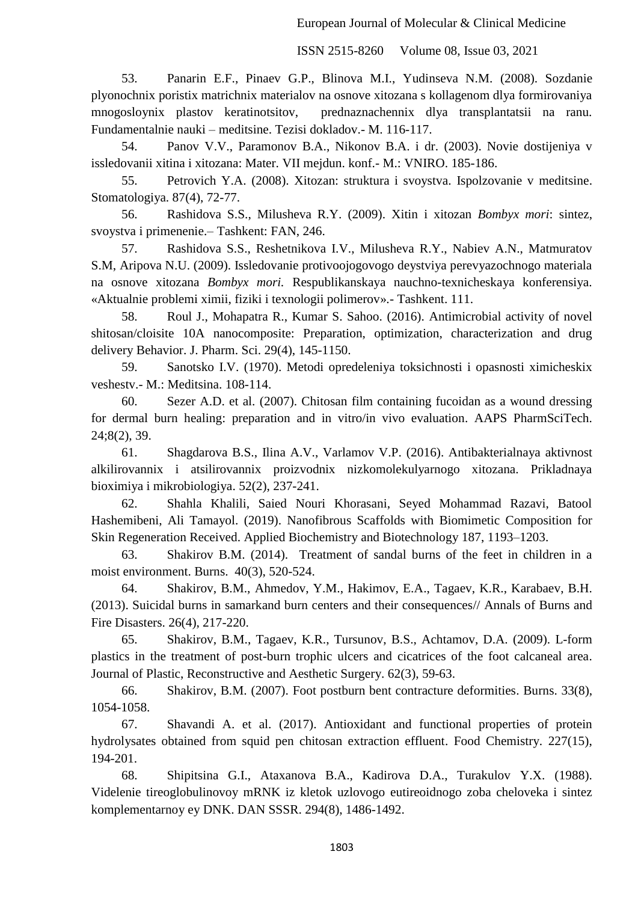53. Panarin E.F., Pinaev G.P., Blinova M.I., Yudinseva N.M. (2008). Sozdanie plyonochnix poristix matrichnix materialov na osnove xitozana s kollagenom dlya formirovaniya mnogosloynix plastov keratinotsitov, prednaznachennix dlya transplantatsii na ranu. Fundamentalnie nauki – meditsine. Tezisi dokladov.- M. 116-117.

54. Panov V.V., Paramonov B.A., Nikonov B.A. i dr. (2003). Novie dostijeniya v issledovanii xitina i xitozana: Mater. VII mejdun. konf.- M.: VNIRO. 185-186.

55. Petrovich Y.A. (2008). Xitozan: struktura i svoystva. Ispolzovanie v meditsine. Stomatologiya. 87(4), 72-77.

56. Rashidova S.S., Milusheva R.Y. (2009). Xitin i xitozan *Bombyx mori*: sintez, svoystva i primenenie.– Tashkent: FAN, 246.

57. Rashidova S.S., Reshetnikova I.V., Milusheva R.Y., Nabiev A.N., Matmuratov S.M, Aripova N.U. (2009). Issledovanie protivoojogovogo deystviya perevyazochnogo materiala na osnove xitozana *Bombyx mori.* Respublikanskaya nauchno-texnicheskaya konferensiya. «Aktualnie problemi ximii, fiziki i texnologii polimerov».- Tashkent. 111.

58. Roul J., Mohapatra R., Kumar S. Sahoo. (2016). Antimicrobial activity of novel shitosan/cloisite 10A nanocomposite: Preparation, optimization, characterization and drug delivery Behavior. J. Pharm. Sci. 29(4), 145-1150.

59. Sanotsko I.V. (1970). Metodi opredeleniya toksichnosti i opasnosti ximicheskix veshestv.- M.: Meditsina. 108-114.

60. Sezer A.D. et al. (2007). Chitosan film containing fucoidan as a wound dressing for dermal burn healing: preparation and in vitro/in vivo evaluation. AAPS PharmSciTech. 24;8(2), 39.

61. Shagdarova B.S., Ilina A.V., Varlamov V.P. (2016). Antibakterialnaya aktivnost alkilirovannix i atsilirovannix proizvodnix nizkomolekulyarnogo xitozana. Prikladnaya bioximiya i mikrobiologiya. 52(2), 237-241.

62. Shahla Khalili, Saied Nouri Khorasani, Seyed Mohammad Razavi, Batool Hashemibeni, Ali Tamayol. (2019). Nanofibrous Scaffolds with Biomimetic Composition for Skin Regeneration Received. Applied Biochemistry and Biotechnology 187, 1193–1203.

63. Shakirov B.M. (2014). Treatment of sandal burns of the feet in children in a moist environment. Burns. 40(3), 520-524.

64. Shakirov, B.M., Ahmedov, Y.M., Hakimov, E.A., Tagaev, K.R., Karabaev, B.H. (2013). Suicidal burns in samarkand burn centers and their consequences// Annals of Burns and Fire Disasters. 26(4), 217-220.

65. Shakirov, B.M., Tagaev, K.R., Tursunov, B.S., Achtamov, D.A. (2009). L-form plastics in the treatment of post-burn trophic ulcers and cicatrices of the foot calcaneal area. Journal of Plastic, Reconstructive and Aesthetic Surgery. 62(3), 59-63.

66. Shakirov, B.M. (2007). Foot postburn bent contracture deformities. Burns. 33(8), 1054-1058.

67. Shavandi A. et al. (2017). Antioxidant and functional properties of protein hydrolysates obtained from squid pen chitosan extraction effluent. Food Chemistry. 227(15), 194-201.

68. Shipitsina G.I., Ataxanova B.A., Kadirova D.A., Turakulov Y.X. (1988). Videlenie tireoglobulinovoy mRNK iz kletok uzlovogo eutireoidnogo zoba cheloveka i sintez komplementarnoy ey DNK. DAN SSSR. 294(8), 1486-1492.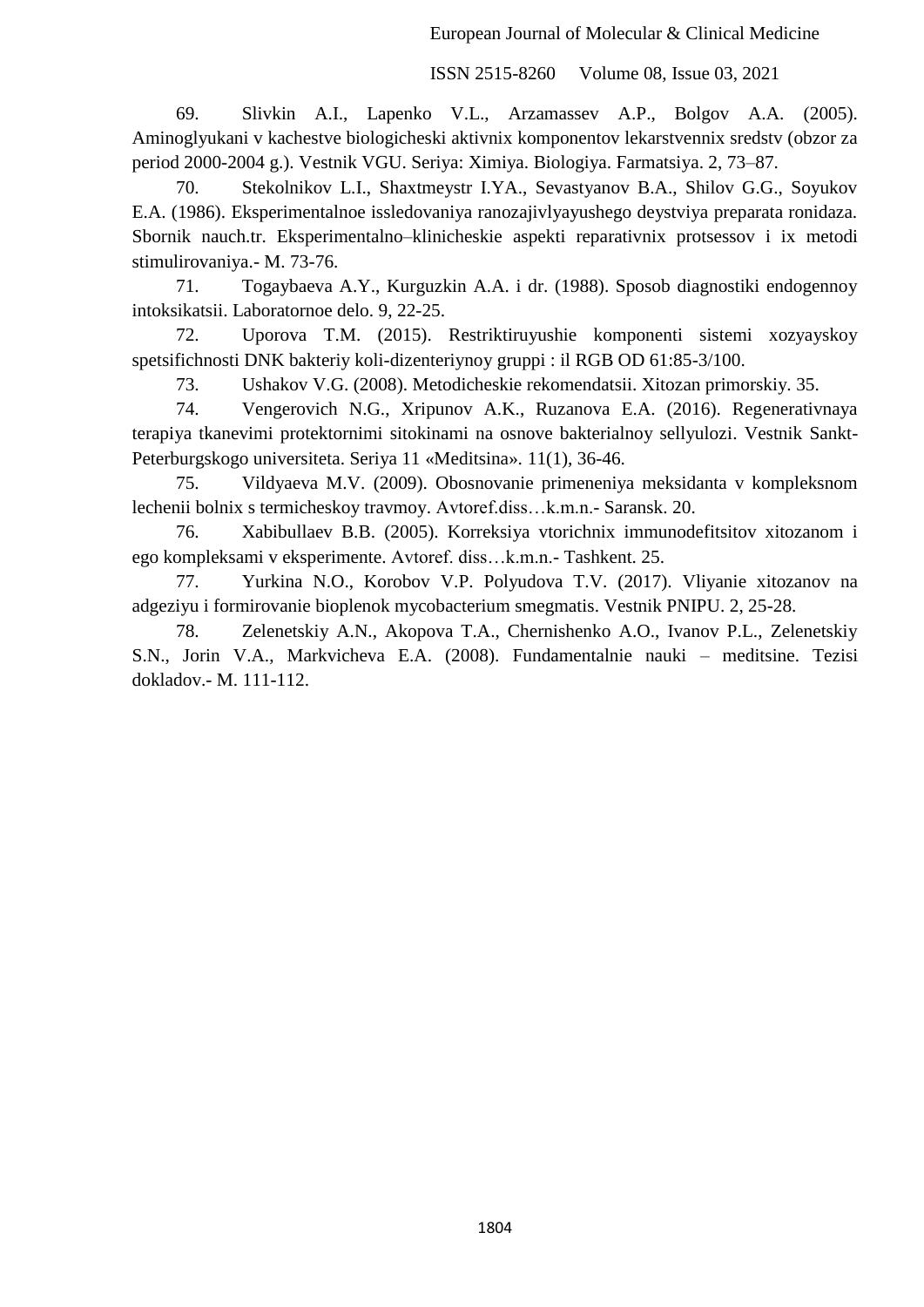69. Slivkin A.I., Lapenko V.L., Arzamassev A.P., Bolgov A.A. (2005). Aminoglyukani v kachestve biologicheski aktivnix komponentov lekarstvennix sredstv (obzor za period 2000-2004 g.). Vestnik VGU. Seriya: Ximiya. Biologiya. Farmatsiya. 2, 73–87.

70. Stekolnikov L.I., Shaxtmeystr I.YA., Sevastyanov B.A., Shilov G.G., Soyukov E.A. (1986). Eksperimentalnoe issledovaniya ranozajivlyayushego deystviya preparata ronidaza. Sbornik nauch.tr. Eksperimentalno–klinicheskie aspekti reparativnix protsessov i ix metodi stimulirovaniya.- M. 73-76.

71. Togaybaeva A.Y., Kurguzkin A.A. i dr. (1988). Sposob diagnostiki endogennoy intoksikatsii. Laboratornoe delo. 9, 22-25.

72. Uporova T.M. (2015). Restriktiruyushie komponenti sistemi xozyayskoy spetsifichnosti DNK bakteriy koli-dizenteriynoy gruppi : il RGB OD 61:85-3/100.

73. Ushakov V.G. (2008). Metodicheskie rekomendatsii. Xitozan primorskiy. 35.

74. Vengerovich N.G., Xripunov A.K., Ruzanova E.A. (2016). Regenerativnaya terapiya tkanevimi protektornimi sitokinami na osnove bakterialnoy sellyulozi. Vestnik Sankt-Peterburgskogo universiteta. Seriya 11 «Meditsina». 11(1), 36-46.

75. Vildyaeva M.V. (2009). Obosnovanie primeneniya meksidanta v kompleksnom lechenii bolnix s termicheskoy travmoy. Avtoref.diss…k.m.n.- Saransk. 20.

76. Xabibullaev B.B. (2005). Korreksiya vtorichnix immunodefitsitov xitozanom i ego kompleksami v eksperimente. Avtoref. diss…k.m.n.- Tashkent. 25.

77. Yurkina N.O., Korobov V.P. Polyudova T.V. (2017). Vliyanie xitozanov na adgeziyu i formirovanie bioplenok mycobacterium smegmatis. Vestnik PNIPU. 2, 25-28.

78. Zelenetskiy A.N., Akopova T.A., Chernishenko A.O., Ivanov P.L., Zelenetskiy S.N., Jorin V.A., Markvicheva E.A. (2008). Fundamentalnie nauki – meditsine. Tezisi dokladov.- M. 111-112.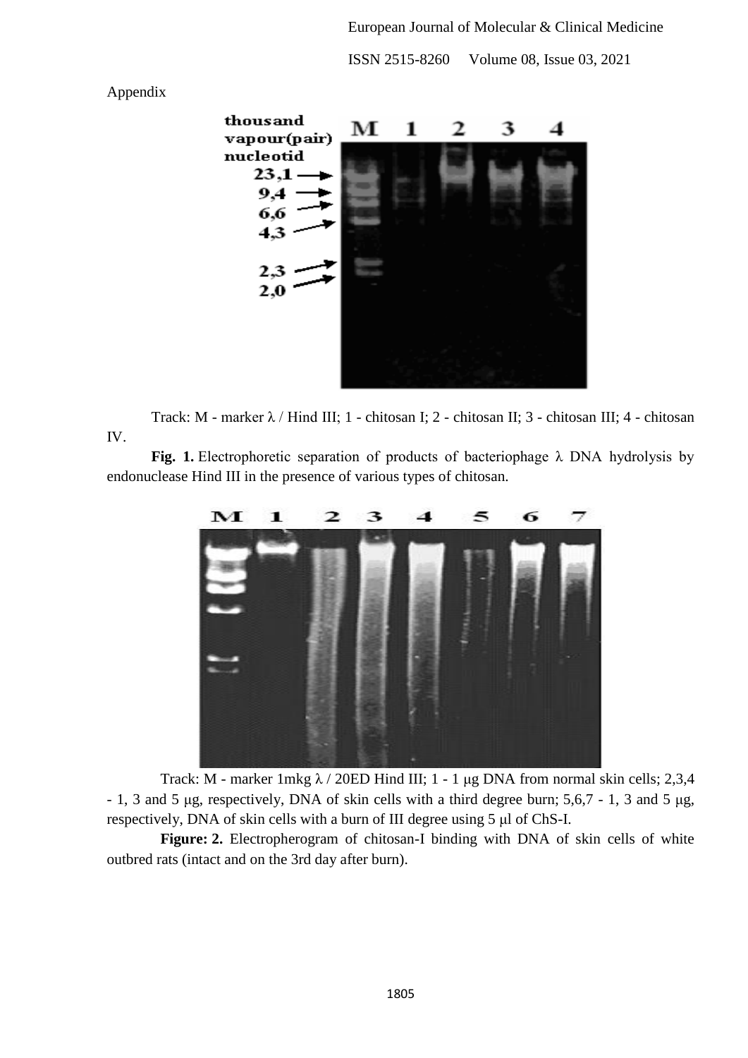Appendix

Track: M - marker λ / Hind III; 1 - chitosan I; 2 - chitosan II; 3 - chitosan III; 4 - chitosan IV.

**Fig. 1.** Electrophoretic separation of products of bacteriophage λ DNA hydrolysis by endonuclease Hind III in the presence of various types of chitosan.

Track: M - marker 1mkg λ / 20ED Hind III; 1 - 1 μg DNA from normal skin cells; 2,3,4 - 1, 3 and 5 μg, respectively, DNA of skin cells with a third degree burn; 5,6,7 - 1, 3 and 5 μg, respectively, DNA of skin cells with a burn of III degree using 5 μl of ChS-I.

**Figure: 2.** Electropherogram of chitosan-I binding with DNA of skin cells of white outbred rats (intact and on the 3rd day after burn).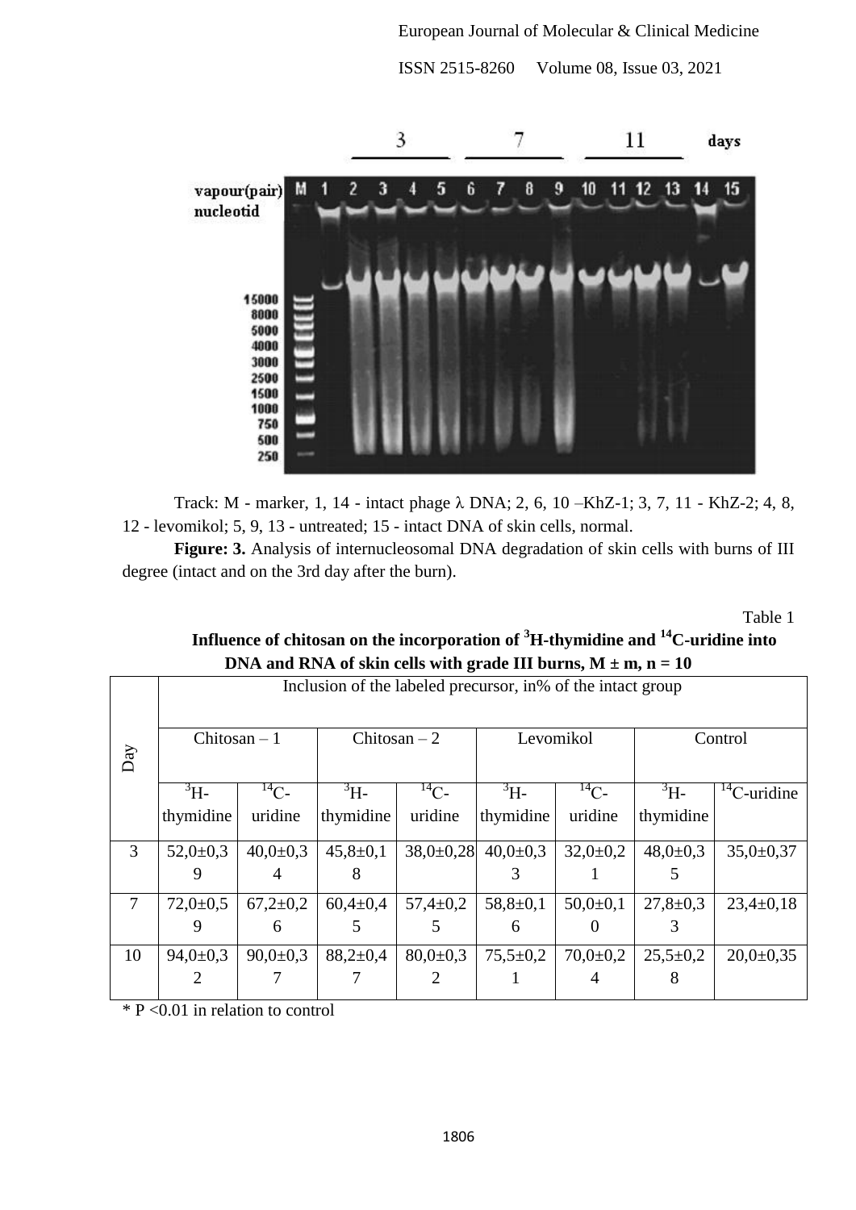Track: M - marker, 1, 14 - intact phage λ DNA; 2, 6, 10 –KhZ-1; 3, 7, 11 - KhZ-2; 4, 8, 12 - levomikol; 5, 9, 13 - untreated; 15 - intact DNA of skin cells, normal.

**Figure: 3.** Analysis of internucleosomal DNA degradation of skin cells with burns of III degree (intact and on the 3rd day after the burn).

Table 1

**Influence of chitosan on the incorporation of $^{3}$H-thymidine and $^{14}$C-uridine into DNA and RNA of skin cells with grade III burns, M ± m, n = 10**

| Day | Inclusion of the labeled precursor, in% of the intact group | | | | | | | |
|---|---|---|---|---|---|---|---|---|
| | Chitosan – 1 | | Chitosan – 2 | | Levomikol | | Control | |
| | $^{3}$H-thymidine | $^{14}$C-uridine | $^{3}$H-thymidine | $^{14}$C-uridine | $^{3}$H-thymidine | $^{14}$C-uridine | $^{3}$H-thymidine | $^{14}$C-uridine |
| 3 | 52,0±0,39 | 40,0±0,34 | 45,8±0,18 | 38,0±0,28 | 40,0±0,33 | 32,0±0,21 | 48,0±0,35 | 35,0±0,37 |
| 7 | 72,0±0,59 | 67,2±0,26 | 60,4±0,45 | 57,4±0,25 | 58,8±0,16 | 50,0±0,10 | 27,8±0,33 | 23,4±0,18 |
| 10 | 94,0±0,32 | 90,0±0,37 | 88,2±0,47 | 80,0±0,32 | 75,5±0,21 | 70,0±0,24 | 25,5±0,28 | 20,0±0,35 |

* P <0.01 in relation to control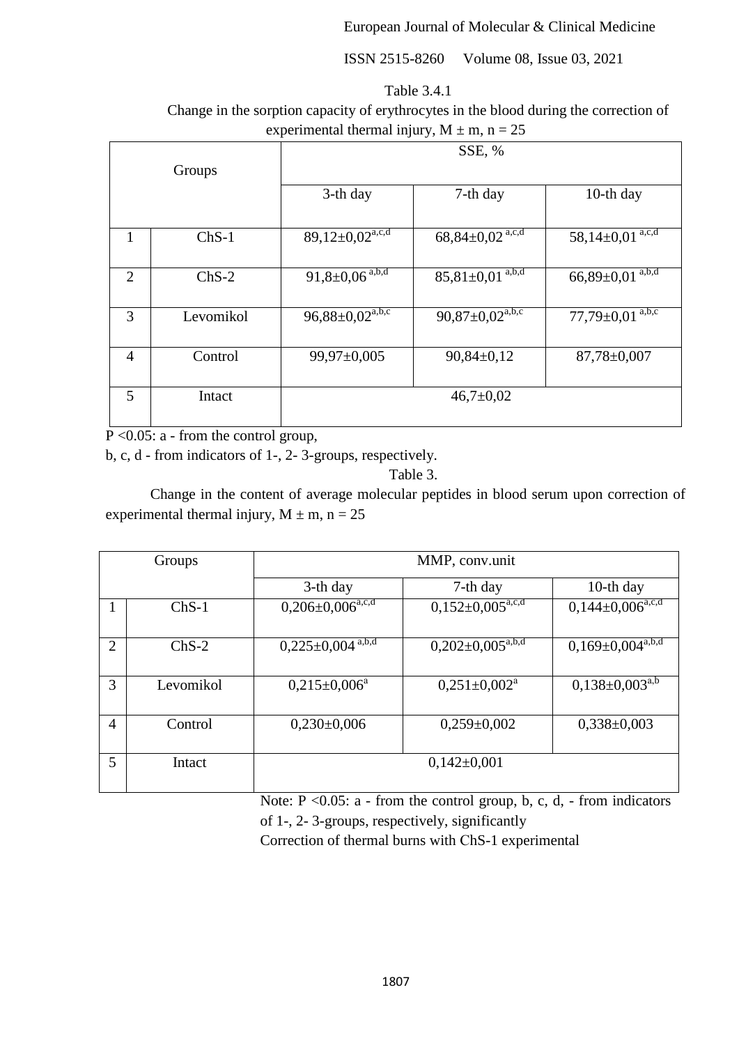Table 3.4.1

Change in the sorption capacity of erythrocytes in the blood during the correction of experimental thermal injury, M ± m, n = 25

| Groups | | SSE, % | | |
|---|---|---|---|---|
| | | 3-th day | 7-th day | 10-th day |
| 1 | ChS-1 | 89,12±0,02[a,c,d] | 68,84±0,02 [a,c,d] | 58,14±0,01 [a,c,d] |
| 2 | ChS-2 | 91,8±0,06 [a,b,d] | 85,81±0,01 [a,b,d] | 66,89±0,01 [a,b,d] |
| 3 | Levomikol | 96,88±0,02[a,b,c] | 90,87±0,02[a,b,c] | 77,79±0,01 [a,b,c] |
| 4 | Control | 99,97±0,005 | 90,84±0,12 | 87,78±0,007 |
| 5 | Intact | 46,7±0,02 | | |

P <0.05: a - from the control group,

b, c, d - from indicators of 1-, 2- 3-groups, respectively.

Table 3.

Change in the content of average molecular peptides in blood serum upon correction of experimental thermal injury, M ± m, n = 25

| Groups | | MMP, conv.unit | | |
|---|---|---|---|---|
| | | 3-th day | 7-th day | 10-th day |
| 1 | ChS-1 | 0,206±0,006[a,c,d] | 0,152±0,005[a,c,d] | 0,144±0,006[a,c,d] |
| 2 | ChS-2 | 0,225±0,004 [a,b,d] | 0,202±0,005[a,b,d] | 0,169±0,004[a,b,d] |
| 3 | Levomikol | 0,215±0,006[a] | 0,251±0,002[a] | 0,138±0,003[a,b] |
| 4 | Control | 0,230±0,006 | 0,259±0,002 | 0,338±0,003 |
| 5 | Intact | 0,142±0,001 | | |

Note: P <0.05: a - from the control group, b, c, d, - from indicators of 1-, 2- 3-groups, respectively, significantly

Correction of thermal burns with ChS-1 experimental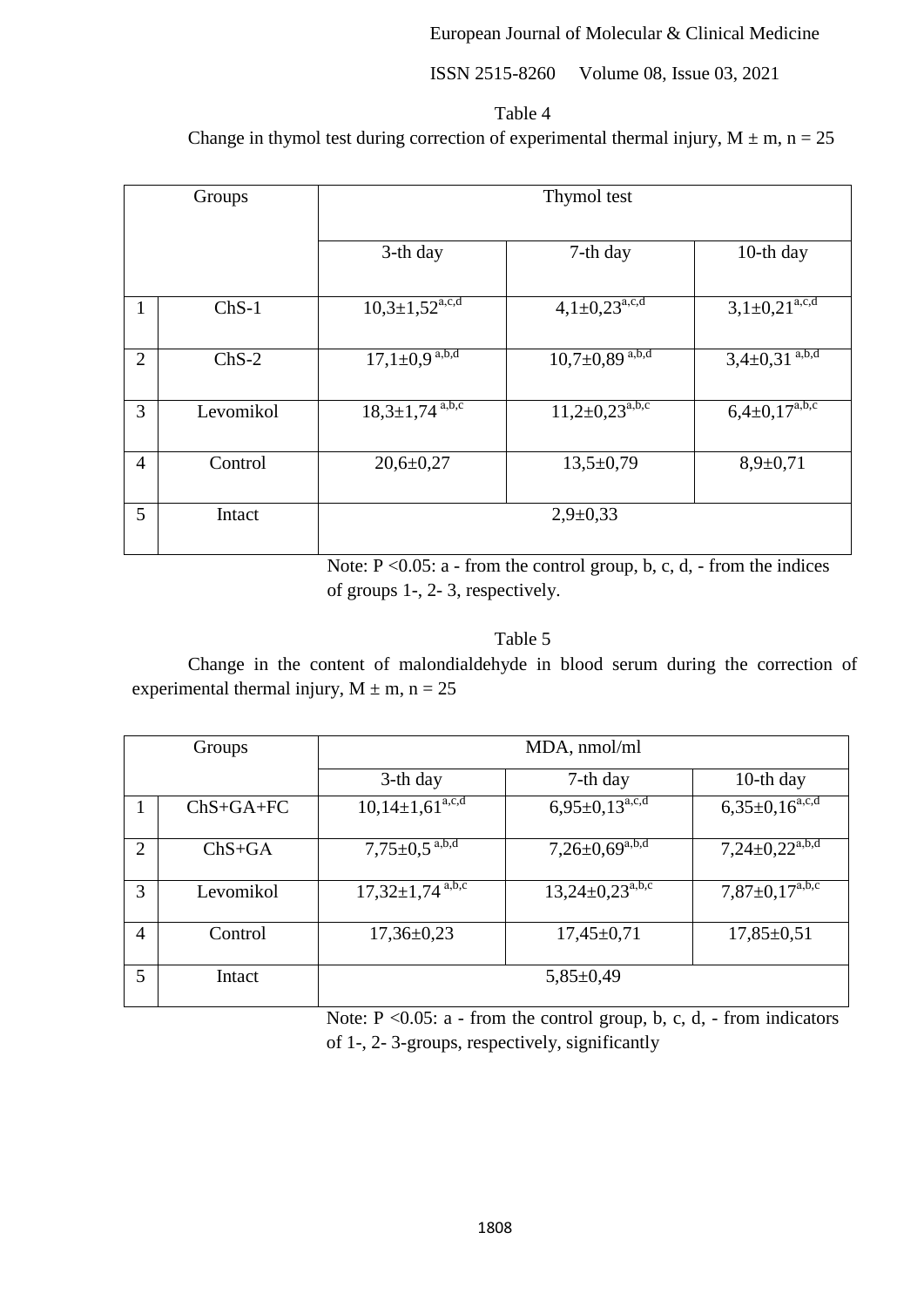Table 4

Change in thymol test during correction of experimental thermal injury, M ± m, n = 25

| Groups | | Thymol test | | |
|---|---|---|---|---|
| | | 3-th day | 7-th day | 10-th day |
| 1 | ChS-1 | 10,3±1,52 [a,c,d] | 4,1±0,23 [a,c,d] | 3,1±0,21 [a,c,d] |
| 2 | ChS-2 | 17,1±0,9 [a,b,d] | 10,7±0,89 [a,b,d] | 3,4±0,31 [a,b,d] |
| 3 | Levomikol | 18,3±1,74 [a,b,c] | 11,2±0,23 [a,b,c] | 6,4±0,17 [a,b,c] |
| 4 | Control | 20,6±0,27 | 13,5±0,79 | 8,9±0,71 |
| 5 | Intact | 2,9±0,33 | | |

Note: P <0.05: a - from the control group, b, c, d, - from the indices of groups 1-, 2- 3, respectively.

Table 5

Change in the content of malondialdehyde in blood serum during the correction of experimental thermal injury, M ± m, n = 25

| Groups | | MDA, nmol/ml | | |
|---|---|---|---|---|
| | | 3-th day | 7-th day | 10-th day |
| 1 | ChS+GA+FC | 10,14±1,61 [a,c,d] | 6,95±0,13 [a,c,d] | 6,35±0,16 [a,c,d] |
| 2 | ChS+GA | 7,75±0,5 [a,b,d] | 7,26±0,69 [a,b,d] | 7,24±0,22 [a,b,d] |
| 3 | Levomikol | 17,32±1,74 [a,b,c] | 13,24±0,23 [a,b,c] | 7,87±0,17 [a,b,c] |
| 4 | Control | 17,36±0,23 | 17,45±0,71 | 17,85±0,51 |
| 5 | Intact | 5,85±0,49 | | |

Note: P <0.05: a - from the control group, b, c, d, - from indicators of 1-, 2- 3-groups, respectively, significantly